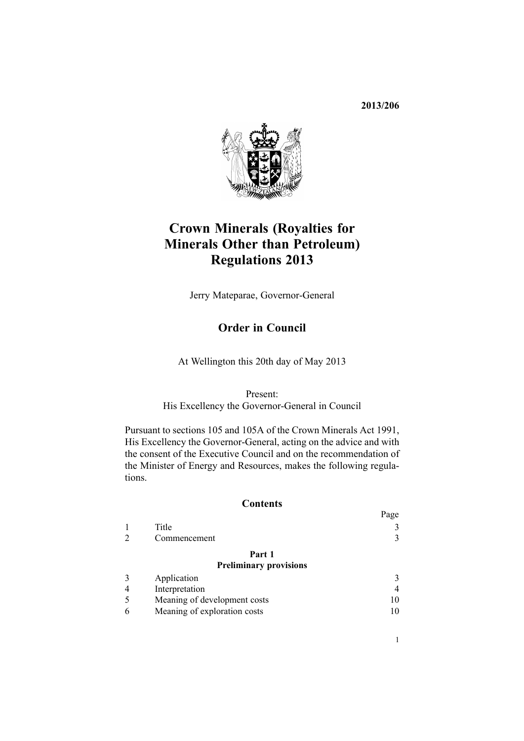**2013/206**

# Crown Minerals (Royalties for Minerals Other than Petroleum) Regulations 2013

Jerry Mateparae, Governor-General

## Order in Council

At Wellington this 20th day of May 2013

Present:
His Excellency the Governor-General in Council

Pursuant to sections 105 and 105A of the Crown Minerals Act 1991, His Excellency the Governor-General, acting on the advice and with the consent of the Executive Council and on the recommendation of the Minister of Energy and Resources, makes the following regulations.

## Contents

| | | Page |
|---|---|---|
| 1 | Title | 3 |
| 2 | Commencement | 3 |
| | **Part 1** **Preliminary provisions** | |
| 3 | Application | 3 |
| 4 | Interpretation | 4 |
| 5 | Meaning of development costs | 10 |
| 6 | Meaning of exploration costs | 10 |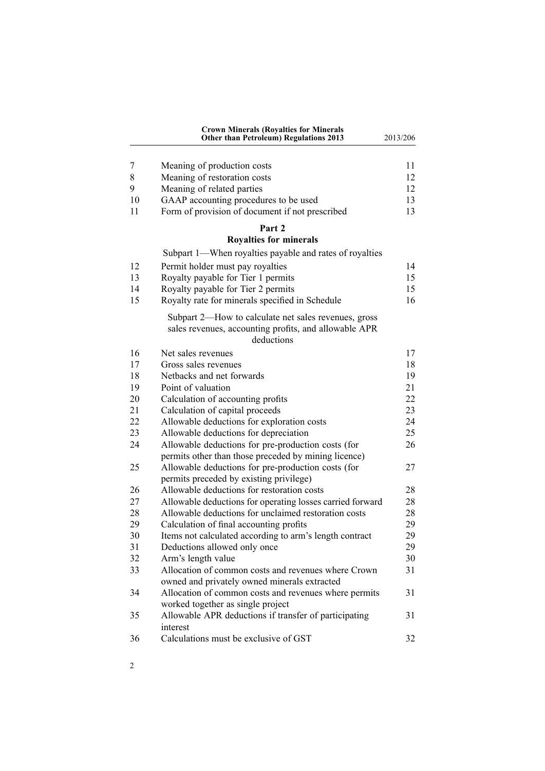| | | |
|---|---|---|
| 7 | Meaning of production costs | 11 |
| 8 | Meaning of restoration costs | 12 |
| 9 | Meaning of related parties | 12 |
| 10 | GAAP accounting procedures to be used | 13 |
| 11 | Form of provision of document if not prescribed | 13 |

## Part 2
## Royalties for minerals

### Subpart 1—When royalties payable and rates of royalties

| | | |
|---|---|---|
| 12 | Permit holder must pay royalties | 14 |
| 13 | Royalty payable for Tier 1 permits | 15 |
| 14 | Royalty payable for Tier 2 permits | 15 |
| 15 | Royalty rate for minerals specified in Schedule | 16 |

### Subpart 2—How to calculate net sales revenues, gross sales revenues, accounting profits, and allowable APR deductions

| | | |
|---|---|---|
| 16 | Net sales revenues | 17 |
| 17 | Gross sales revenues | 18 |
| 18 | Netbacks and net forwards | 19 |
| 19 | Point of valuation | 21 |
| 20 | Calculation of accounting profits | 22 |
| 21 | Calculation of capital proceeds | 23 |
| 22 | Allowable deductions for exploration costs | 24 |
| 23 | Allowable deductions for depreciation | 25 |
| 24 | Allowable deductions for pre-production costs (for permits other than those preceded by mining licence) | 26 |
| 25 | Allowable deductions for pre-production costs (for permits preceded by existing privilege) | 27 |
| 26 | Allowable deductions for restoration costs | 28 |
| 27 | Allowable deductions for operating losses carried forward | 28 |
| 28 | Allowable deductions for unclaimed restoration costs | 28 |
| 29 | Calculation of final accounting profits | 29 |
| 30 | Items not calculated according to arm's length contract | 29 |
| 31 | Deductions allowed only once | 29 |
| 32 | Arm's length value | 30 |
| 33 | Allocation of common costs and revenues where Crown owned and privately owned minerals extracted | 31 |
| 34 | Allocation of common costs and revenues where permits worked together as single project | 31 |
| 35 | Allowable APR deductions if transfer of participating interest | 31 |
| 36 | Calculations must be exclusive of GST | 32 |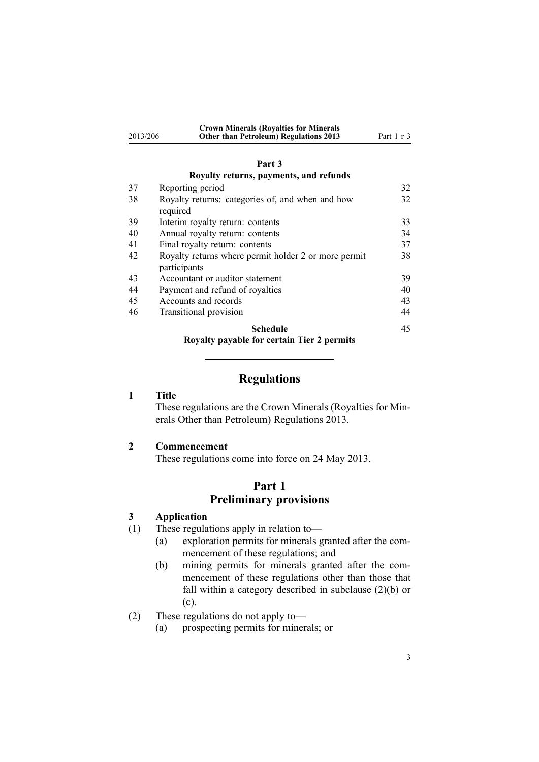**Part 3**

**Royalty returns, payments, and refunds**

| | | |
|---|---|---|
| 37 | Reporting period | 32 |
| 38 | Royalty returns: categories of, and when and how required | 32 |
| 39 | Interim royalty return: contents | 33 |
| 40 | Annual royalty return: contents | 34 |
| 41 | Final royalty return: contents | 37 |
| 42 | Royalty returns where permit holder 2 or more permit participants | 38 |
| 43 | Accountant or auditor statement | 39 |
| 44 | Payment and refund of royalties | 40 |
| 45 | Accounts and records | 43 |
| 46 | Transitional provision | 44 |

**Schedule** 45

**Royalty payable for certain Tier 2 permits**

---

# Regulations

### 1 Title

These regulations are the Crown Minerals (Royalties for Minerals Other than Petroleum) Regulations 2013.

### 2 Commencement

These regulations come into force on 24 May 2013.

## Part 1
## Preliminary provisions

### 3 Application

(1) These regulations apply in relation to—

(a) exploration permits for minerals granted after the commencement of these regulations; and

(b) mining permits for minerals granted after the commencement of these regulations other than those that fall within a category described in subclause (2)(b) or (c).

(2) These regulations do not apply to—

(a) prospecting permits for minerals; or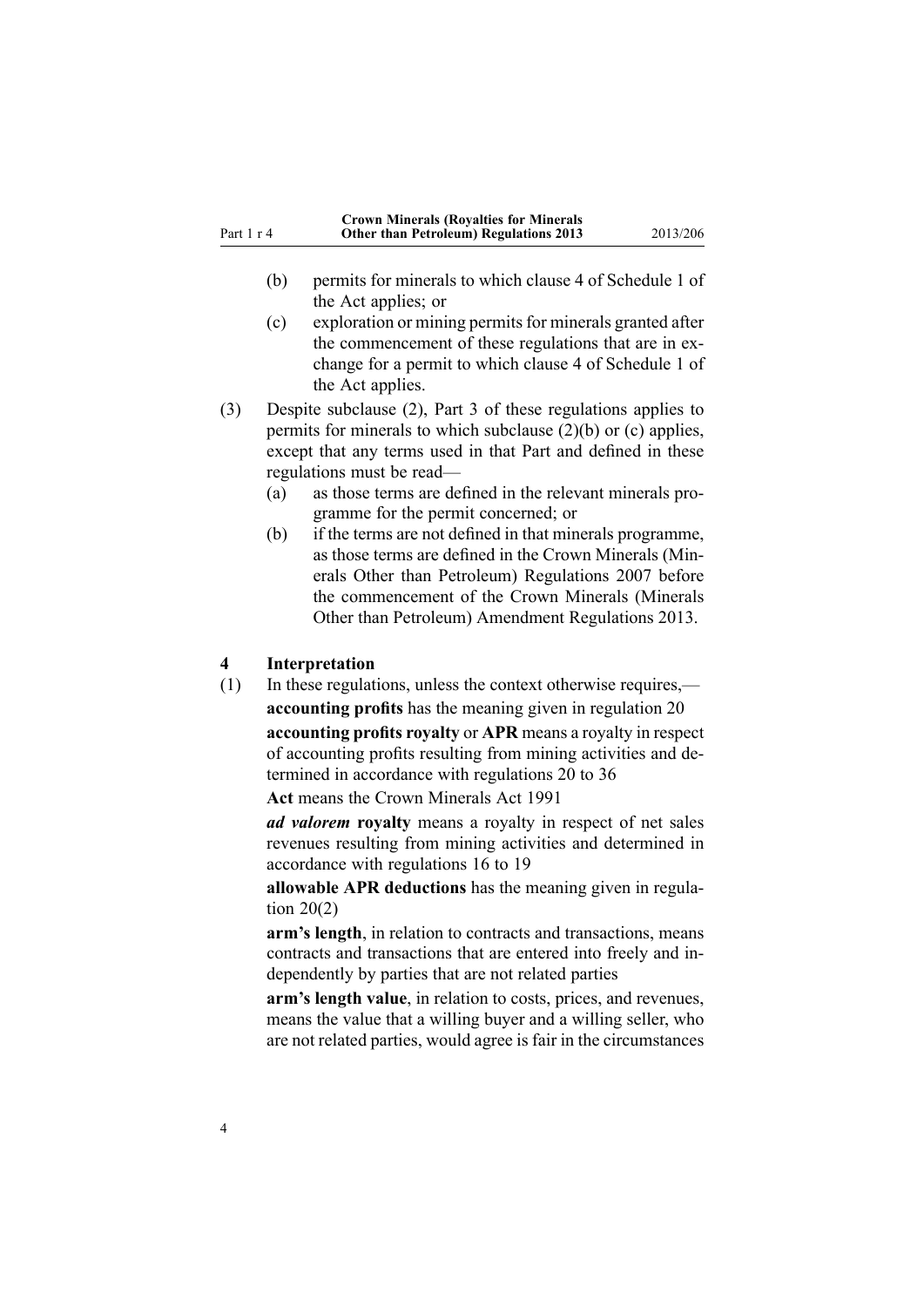(b) permits for minerals to which clause 4 of Schedule 1 of the Act applies; or

(c) exploration or mining permits for minerals granted after the commencement of these regulations that are in exchange for a permit to which clause 4 of Schedule 1 of the Act applies.

(3) Despite subclause (2), Part 3 of these regulations applies to permits for minerals to which subclause (2)(b) or (c) applies, except that any terms used in that Part and defined in these regulations must be read—

(a) as those terms are defined in the relevant minerals programme for the permit concerned; or

(b) if the terms are not defined in that minerals programme, as those terms are defined in the Crown Minerals (Minerals Other than Petroleum) Regulations 2007 before the commencement of the Crown Minerals (Minerals Other than Petroleum) Amendment Regulations 2013.

### 4 Interpretation

(1) In these regulations, unless the context otherwise requires,—

**accounting profits** has the meaning given in regulation 20

**accounting profits royalty** or **APR** means a royalty in respect of accounting profits resulting from mining activities and determined in accordance with regulations 20 to 36

**Act** means the Crown Minerals Act 1991

***ad valorem*** **royalty** means a royalty in respect of net sales revenues resulting from mining activities and determined in accordance with regulations 16 to 19

**allowable APR deductions** has the meaning given in regulation 20(2)

**arm's length**, in relation to contracts and transactions, means contracts and transactions that are entered into freely and independently by parties that are not related parties

**arm's length value**, in relation to costs, prices, and revenues, means the value that a willing buyer and a willing seller, who are not related parties, would agree is fair in the circumstances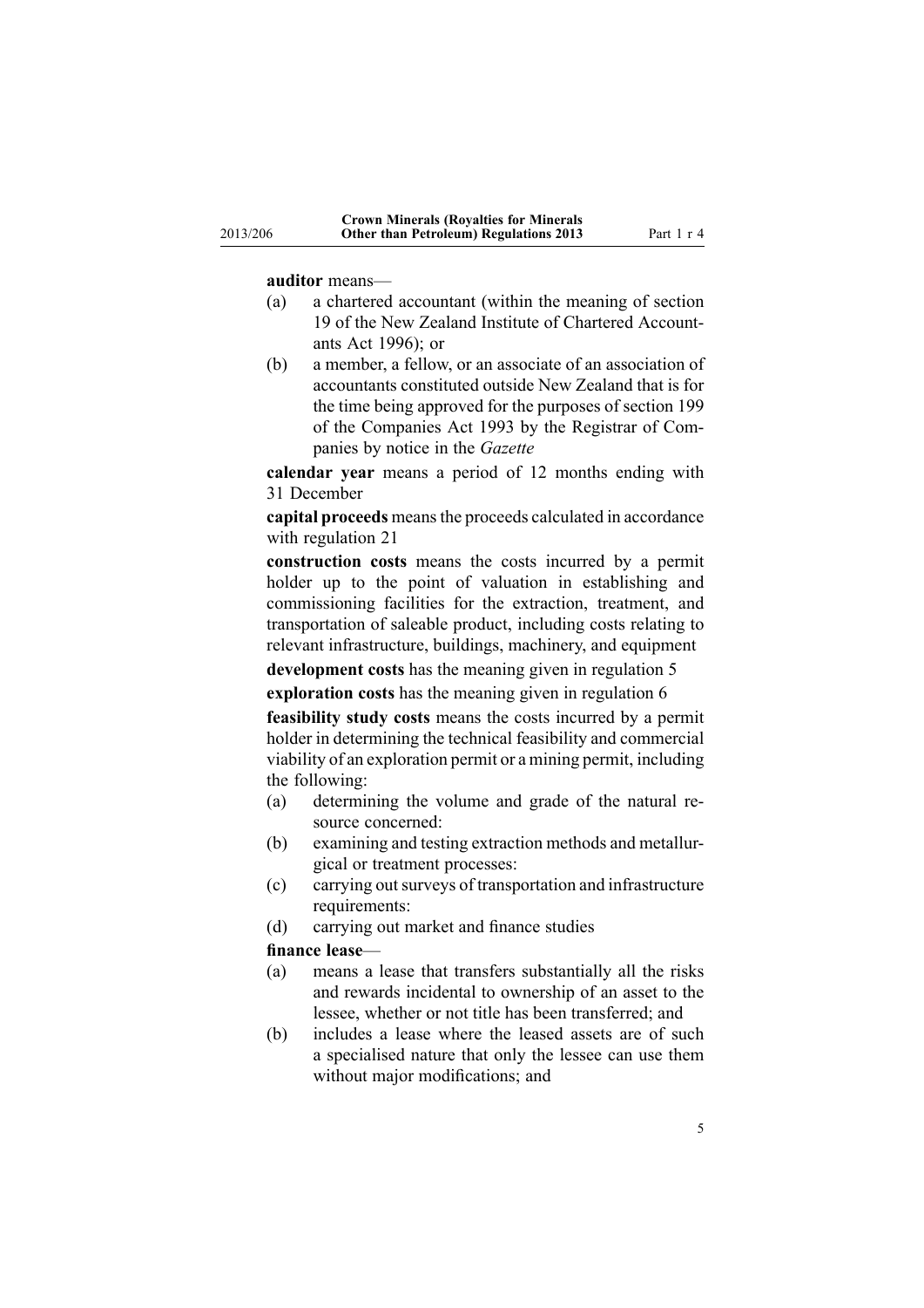**auditor** means—

(a) a chartered accountant (within the meaning of section 19 of the New Zealand Institute of Chartered Accountants Act 1996); or

(b) a member, a fellow, or an associate of an association of accountants constituted outside New Zealand that is for the time being approved for the purposes of section 199 of the Companies Act 1993 by the Registrar of Companies by notice in the *Gazette*

**calendar year** means a period of 12 months ending with 31 December

**capital proceeds** means the proceeds calculated in accordance with regulation 21

**construction costs** means the costs incurred by a permit holder up to the point of valuation in establishing and commissioning facilities for the extraction, treatment, and transportation of saleable product, including costs relating to relevant infrastructure, buildings, machinery, and equipment

**development costs** has the meaning given in regulation 5

**exploration costs** has the meaning given in regulation 6

**feasibility study costs** means the costs incurred by a permit holder in determining the technical feasibility and commercial viability of an exploration permit or a mining permit, including the following:

(a) determining the volume and grade of the natural resource concerned:

(b) examining and testing extraction methods and metallurgical or treatment processes:

(c) carrying out surveys of transportation and infrastructure requirements:

(d) carrying out market and finance studies

**finance lease**—

(a) means a lease that transfers substantially all the risks and rewards incidental to ownership of an asset to the lessee, whether or not title has been transferred; and

(b) includes a lease where the leased assets are of such a specialised nature that only the lessee can use them without major modifications; and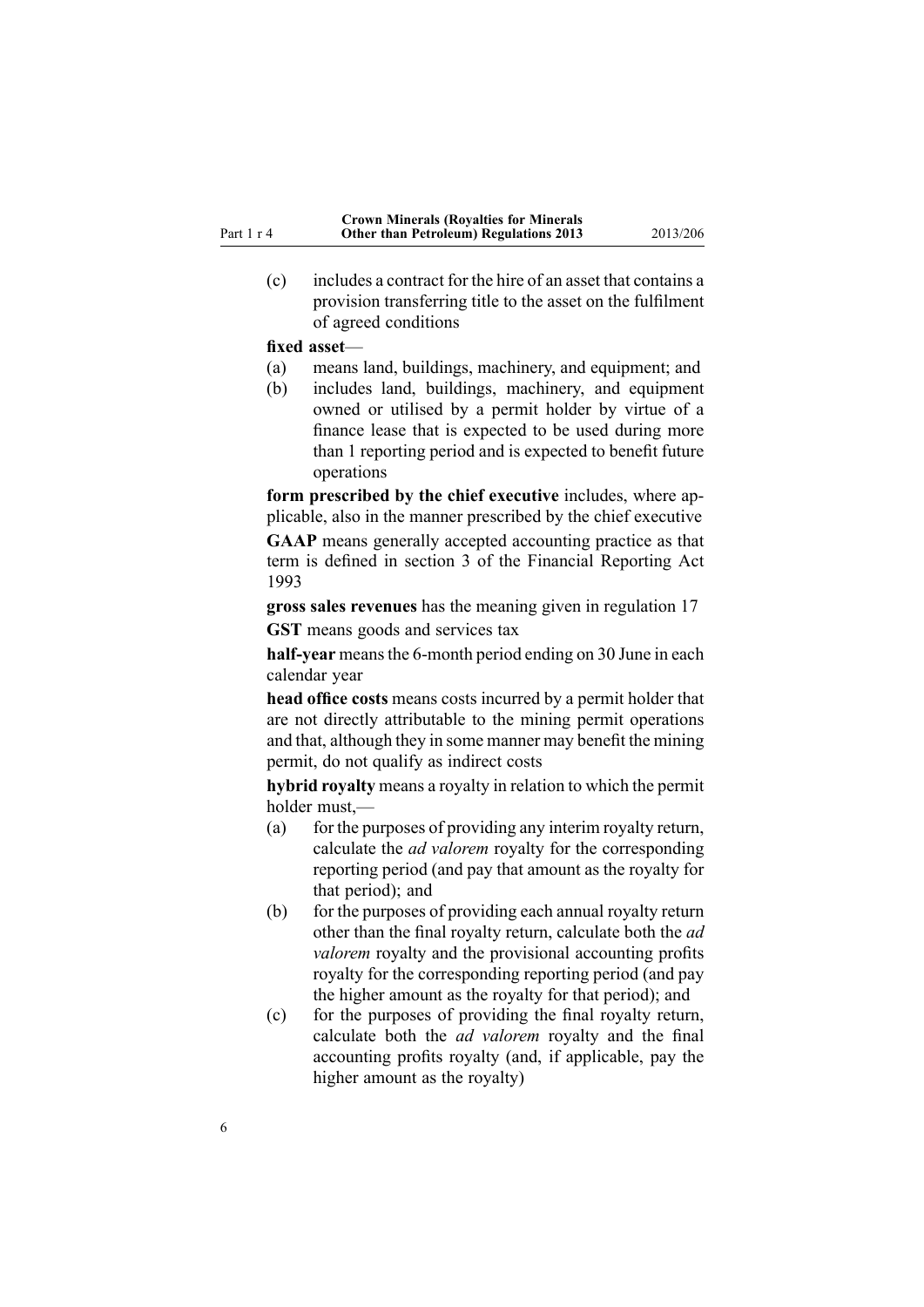(c) includes a contract for the hire of an asset that contains a provision transferring title to the asset on the fulfilment of agreed conditions

**fixed asset**—

(a) means land, buildings, machinery, and equipment; and

(b) includes land, buildings, machinery, and equipment owned or utilised by a permit holder by virtue of a finance lease that is expected to be used during more than 1 reporting period and is expected to benefit future operations

**form prescribed by the chief executive** includes, where applicable, also in the manner prescribed by the chief executive

**GAAP** means generally accepted accounting practice as that term is defined in section 3 of the Financial Reporting Act 1993

**gross sales revenues** has the meaning given in regulation 17

**GST** means goods and services tax

**half-year** means the 6-month period ending on 30 June in each calendar year

**head office costs** means costs incurred by a permit holder that are not directly attributable to the mining permit operations and that, although they in some manner may benefit the mining permit, do not qualify as indirect costs

**hybrid royalty** means a royalty in relation to which the permit holder must,—

(a) for the purposes of providing any interim royalty return, calculate the *ad valorem* royalty for the corresponding reporting period (and pay that amount as the royalty for that period); and

(b) for the purposes of providing each annual royalty return other than the final royalty return, calculate both the *ad valorem* royalty and the provisional accounting profits royalty for the corresponding reporting period (and pay the higher amount as the royalty for that period); and

(c) for the purposes of providing the final royalty return, calculate both the *ad valorem* royalty and the final accounting profits royalty (and, if applicable, pay the higher amount as the royalty)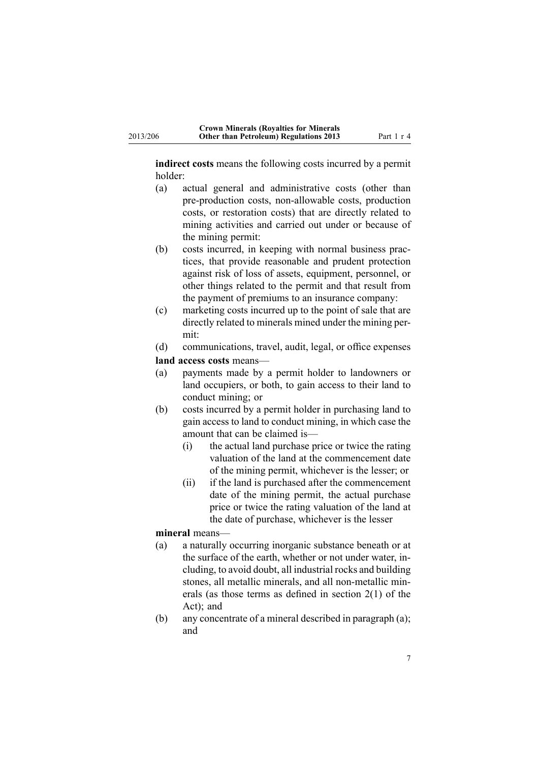**indirect costs** means the following costs incurred by a permit holder:

(a) actual general and administrative costs (other than pre-production costs, non-allowable costs, production costs, or restoration costs) that are directly related to mining activities and carried out under or because of the mining permit:

(b) costs incurred, in keeping with normal business practices, that provide reasonable and prudent protection against risk of loss of assets, equipment, personnel, or other things related to the permit and that result from the payment of premiums to an insurance company:

(c) marketing costs incurred up to the point of sale that are directly related to minerals mined under the mining permit:

(d) communications, travel, audit, legal, or office expenses

**land access costs** means—

(a) payments made by a permit holder to landowners or land occupiers, or both, to gain access to their land to conduct mining; or

(b) costs incurred by a permit holder in purchasing land to gain access to land to conduct mining, in which case the amount that can be claimed is—

   (i) the actual land purchase price or twice the rating valuation of the land at the commencement date of the mining permit, whichever is the lesser; or

   (ii) if the land is purchased after the commencement date of the mining permit, the actual purchase price or twice the rating valuation of the land at the date of purchase, whichever is the lesser

**mineral** means—

(a) a naturally occurring inorganic substance beneath or at the surface of the earth, whether or not under water, including, to avoid doubt, all industrial rocks and building stones, all metallic minerals, and all non-metallic minerals (as those terms as defined in section 2(1) of the Act); and

(b) any concentrate of a mineral described in paragraph (a); and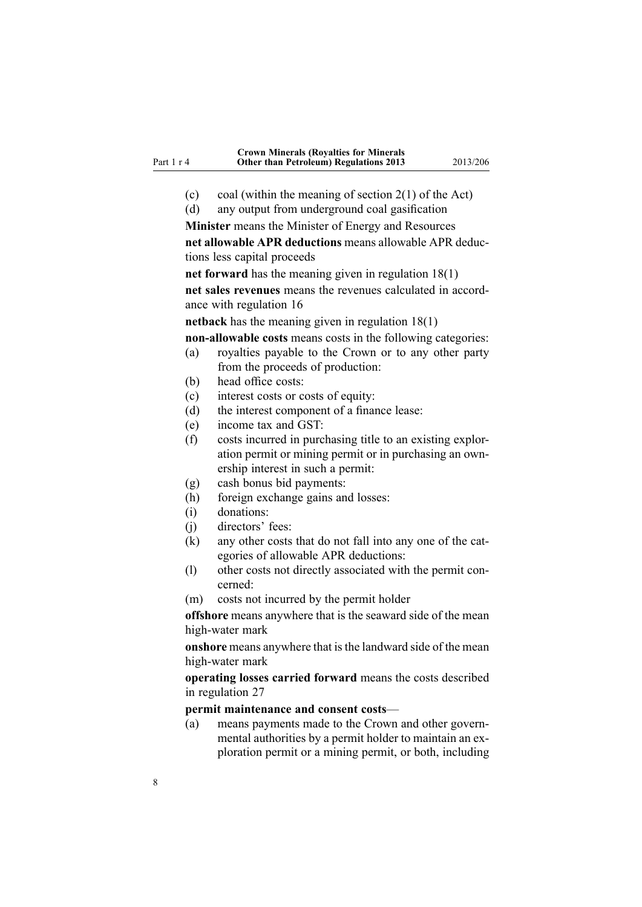(c) coal (within the meaning of section 2(1) of the Act)

(d) any output from underground coal gasification

**Minister** means the Minister of Energy and Resources

**net allowable APR deductions** means allowable APR deductions less capital proceeds

**net forward** has the meaning given in regulation 18(1)

**net sales revenues** means the revenues calculated in accordance with regulation 16

**netback** has the meaning given in regulation 18(1)

**non-allowable costs** means costs in the following categories:

(a) royalties payable to the Crown or to any other party from the proceeds of production:

(b) head office costs:

(c) interest costs or costs of equity:

(d) the interest component of a finance lease:

(e) income tax and GST:

(f) costs incurred in purchasing title to an existing exploration permit or mining permit or in purchasing an ownership interest in such a permit:

(g) cash bonus bid payments:

(h) foreign exchange gains and losses:

(i) donations:

(j) directors' fees:

(k) any other costs that do not fall into any one of the categories of allowable APR deductions:

(l) other costs not directly associated with the permit concerned:

(m) costs not incurred by the permit holder

**offshore** means anywhere that is the seaward side of the mean high-water mark

**onshore** means anywhere that is the landward side of the mean high-water mark

**operating losses carried forward** means the costs described in regulation 27

**permit maintenance and consent costs**—

(a) means payments made to the Crown and other governmental authorities by a permit holder to maintain an exploration permit or a mining permit, or both, including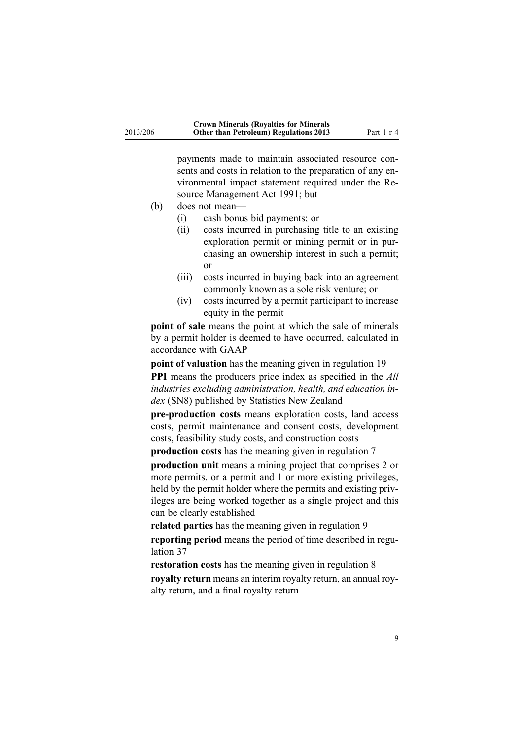payments made to maintain associated resource consents and costs in relation to the preparation of any environmental impact statement required under the Resource Management Act 1991; but

(b) does not mean—
  (i) cash bonus bid payments; or
  (ii) costs incurred in purchasing title to an existing exploration permit or mining permit or in purchasing an ownership interest in such a permit; or
  (iii) costs incurred in buying back into an agreement commonly known as a sole risk venture; or
  (iv) costs incurred by a permit participant to increase equity in the permit

**point of sale** means the point at which the sale of minerals by a permit holder is deemed to have occurred, calculated in accordance with GAAP

**point of valuation** has the meaning given in regulation 19

**PPI** means the producers price index as specified in the *All industries excluding administration, health, and education index* (SN8) published by Statistics New Zealand

**pre-production costs** means exploration costs, land access costs, permit maintenance and consent costs, development costs, feasibility study costs, and construction costs

**production costs** has the meaning given in regulation 7

**production unit** means a mining project that comprises 2 or more permits, or a permit and 1 or more existing privileges, held by the permit holder where the permits and existing privileges are being worked together as a single project and this can be clearly established

**related parties** has the meaning given in regulation 9

**reporting period** means the period of time described in regulation 37

**restoration costs** has the meaning given in regulation 8

**royalty return** means an interim royalty return, an annual royalty return, and a final royalty return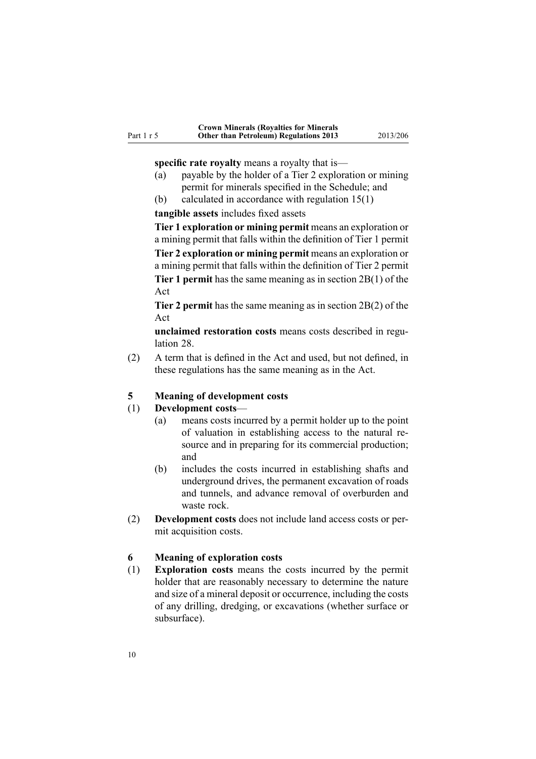**specific rate royalty** means a royalty that is—

(a) payable by the holder of a Tier 2 exploration or mining permit for minerals specified in the Schedule; and

(b) calculated in accordance with regulation 15(1)

**tangible assets** includes fixed assets

**Tier 1 exploration or mining permit** means an exploration or a mining permit that falls within the definition of Tier 1 permit

**Tier 2 exploration or mining permit** means an exploration or a mining permit that falls within the definition of Tier 2 permit

**Tier 1 permit** has the same meaning as in section 2B(1) of the Act

**Tier 2 permit** has the same meaning as in section 2B(2) of the Act

**unclaimed restoration costs** means costs described in regulation 28.

(2) A term that is defined in the Act and used, but not defined, in these regulations has the same meaning as in the Act.

### 5 Meaning of development costs

(1) **Development costs**—

(a) means costs incurred by a permit holder up to the point of valuation in establishing access to the natural resource and in preparing for its commercial production; and

(b) includes the costs incurred in establishing shafts and underground drives, the permanent excavation of roads and tunnels, and advance removal of overburden and waste rock.

(2) **Development costs** does not include land access costs or permit acquisition costs.

### 6 Meaning of exploration costs

(1) **Exploration costs** means the costs incurred by the permit holder that are reasonably necessary to determine the nature and size of a mineral deposit or occurrence, including the costs of any drilling, dredging, or excavations (whether surface or subsurface).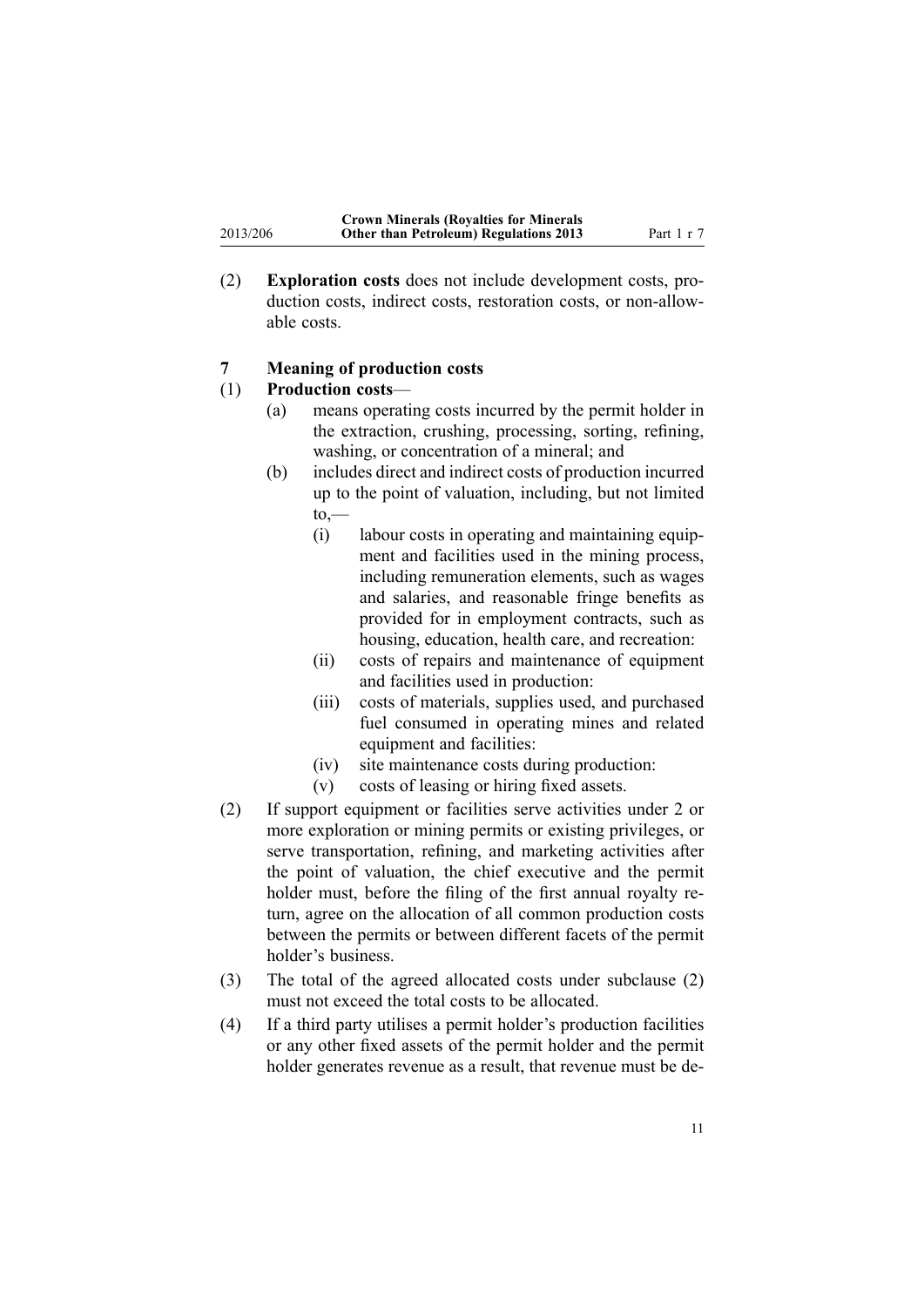(2) **Exploration costs** does not include development costs, production costs, indirect costs, restoration costs, or non-allowable costs.

## 7 Meaning of production costs

(1) **Production costs**—

- (a) means operating costs incurred by the permit holder in the extraction, crushing, processing, sorting, refining, washing, or concentration of a mineral; and
- (b) includes direct and indirect costs of production incurred up to the point of valuation, including, but not limited to,—
  - (i) labour costs in operating and maintaining equipment and facilities used in the mining process, including remuneration elements, such as wages and salaries, and reasonable fringe benefits as provided for in employment contracts, such as housing, education, health care, and recreation:
  - (ii) costs of repairs and maintenance of equipment and facilities used in production:
  - (iii) costs of materials, supplies used, and purchased fuel consumed in operating mines and related equipment and facilities:
  - (iv) site maintenance costs during production:
  - (v) costs of leasing or hiring fixed assets.

(2) If support equipment or facilities serve activities under 2 or more exploration or mining permits or existing privileges, or serve transportation, refining, and marketing activities after the point of valuation, the chief executive and the permit holder must, before the filing of the first annual royalty return, agree on the allocation of all common production costs between the permits or between different facets of the permit holder's business.

(3) The total of the agreed allocated costs under subclause (2) must not exceed the total costs to be allocated.

(4) If a third party utilises a permit holder's production facilities or any other fixed assets of the permit holder and the permit holder generates revenue as a result, that revenue must be de-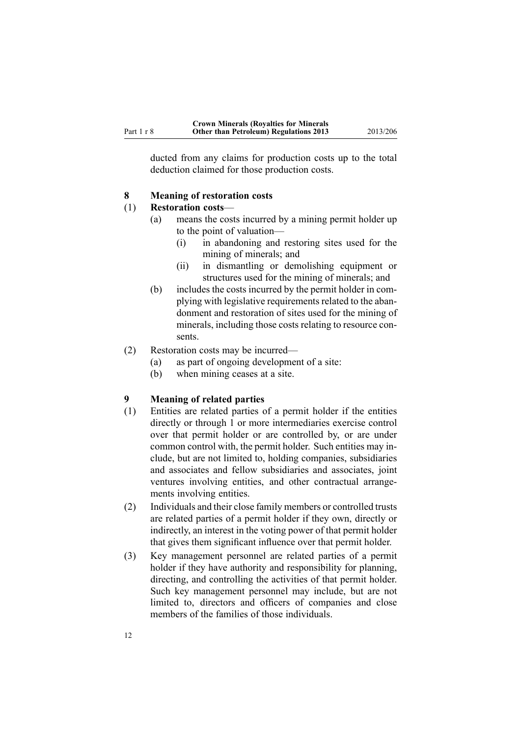ducted from any claims for production costs up to the total deduction claimed for those production costs.

### 8 Meaning of restoration costs

(1) **Restoration costs**—

  (a) means the costs incurred by a mining permit holder up to the point of valuation—

    (i) in abandoning and restoring sites used for the mining of minerals; and

    (ii) in dismantling or demolishing equipment or structures used for the mining of minerals; and

  (b) includes the costs incurred by the permit holder in complying with legislative requirements related to the abandonment and restoration of sites used for the mining of minerals, including those costs relating to resource consents.

(2) Restoration costs may be incurred—

  (a) as part of ongoing development of a site:

  (b) when mining ceases at a site.

### 9 Meaning of related parties

(1) Entities are related parties of a permit holder if the entities directly or through 1 or more intermediaries exercise control over that permit holder or are controlled by, or are under common control with, the permit holder. Such entities may include, but are not limited to, holding companies, subsidiaries and associates and fellow subsidiaries and associates, joint ventures involving entities, and other contractual arrangements involving entities.

(2) Individuals and their close family members or controlled trusts are related parties of a permit holder if they own, directly or indirectly, an interest in the voting power of that permit holder that gives them significant influence over that permit holder.

(3) Key management personnel are related parties of a permit holder if they have authority and responsibility for planning, directing, and controlling the activities of that permit holder. Such key management personnel may include, but are not limited to, directors and officers of companies and close members of the families of those individuals.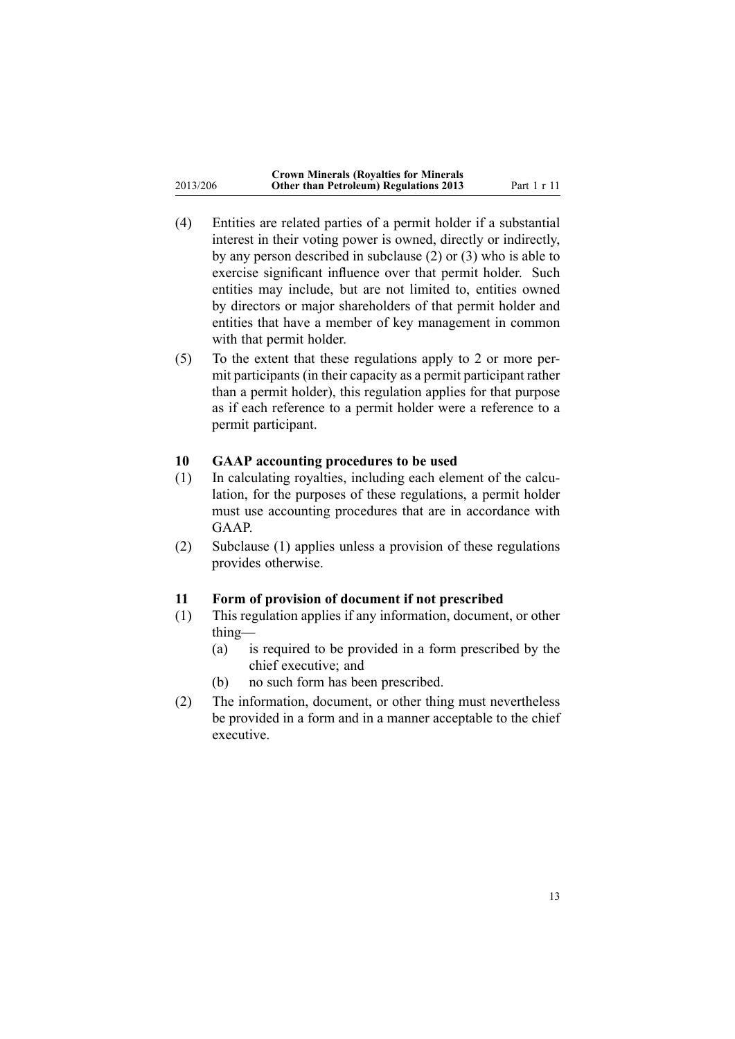(4) Entities are related parties of a permit holder if a substantial interest in their voting power is owned, directly or indirectly, by any person described in subclause (2) or (3) who is able to exercise significant influence over that permit holder. Such entities may include, but are not limited to, entities owned by directors or major shareholders of that permit holder and entities that have a member of key management in common with that permit holder.

(5) To the extent that these regulations apply to 2 or more permit participants (in their capacity as a permit participant rather than a permit holder), this regulation applies for that purpose as if each reference to a permit holder were a reference to a permit participant.

### 10 GAAP accounting procedures to be used

(1) In calculating royalties, including each element of the calculation, for the purposes of these regulations, a permit holder must use accounting procedures that are in accordance with GAAP.

(2) Subclause (1) applies unless a provision of these regulations provides otherwise.

### 11 Form of provision of document if not prescribed

(1) This regulation applies if any information, document, or other thing—

  (a) is required to be provided in a form prescribed by the chief executive; and

  (b) no such form has been prescribed.

(2) The information, document, or other thing must nevertheless be provided in a form and in a manner acceptable to the chief executive.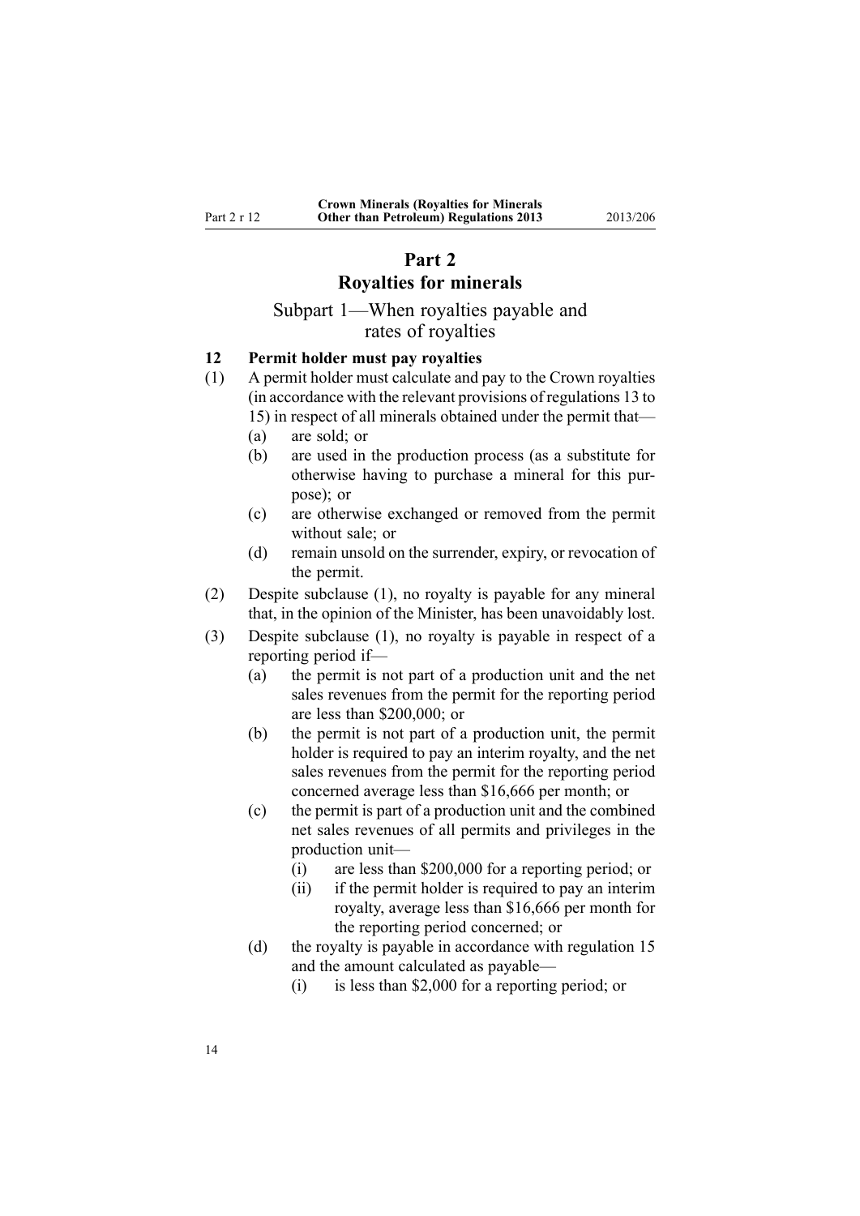# Part 2
# Royalties for minerals

## Subpart 1—When royalties payable and rates of royalties

### 12 Permit holder must pay royalties

(1) A permit holder must calculate and pay to the Crown royalties (in accordance with the relevant provisions of regulations 13 to 15) in respect of all minerals obtained under the permit that—

- (a) are sold; or
- (b) are used in the production process (as a substitute for otherwise having to purchase a mineral for this purpose); or
- (c) are otherwise exchanged or removed from the permit without sale; or
- (d) remain unsold on the surrender, expiry, or revocation of the permit.

(2) Despite subclause (1), no royalty is payable for any mineral that, in the opinion of the Minister, has been unavoidably lost.

(3) Despite subclause (1), no royalty is payable in respect of a reporting period if—

- (a) the permit is not part of a production unit and the net sales revenues from the permit for the reporting period are less than $200,000; or
- (b) the permit is not part of a production unit, the permit holder is required to pay an interim royalty, and the net sales revenues from the permit for the reporting period concerned average less than $16,666 per month; or
- (c) the permit is part of a production unit and the combined net sales revenues of all permits and privileges in the production unit—
  - (i) are less than $200,000 for a reporting period; or
  - (ii) if the permit holder is required to pay an interim royalty, average less than $16,666 per month for the reporting period concerned; or
- (d) the royalty is payable in accordance with regulation 15 and the amount calculated as payable—
  - (i) is less than $2,000 for a reporting period; or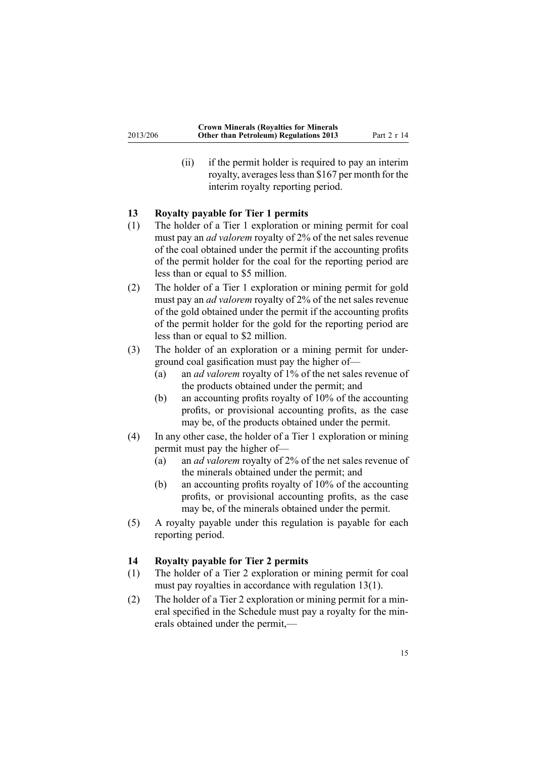(ii) if the permit holder is required to pay an interim royalty, averages less than $167 per month for the interim royalty reporting period.

### 13 Royalty payable for Tier 1 permits

(1) The holder of a Tier 1 exploration or mining permit for coal must pay an *ad valorem* royalty of 2% of the net sales revenue of the coal obtained under the permit if the accounting profits of the permit holder for the coal for the reporting period are less than or equal to $5 million.

(2) The holder of a Tier 1 exploration or mining permit for gold must pay an *ad valorem* royalty of 2% of the net sales revenue of the gold obtained under the permit if the accounting profits of the permit holder for the gold for the reporting period are less than or equal to $2 million.

(3) The holder of an exploration or a mining permit for underground coal gasification must pay the higher of—

(a) an *ad valorem* royalty of 1% of the net sales revenue of the products obtained under the permit; and

(b) an accounting profits royalty of 10% of the accounting profits, or provisional accounting profits, as the case may be, of the products obtained under the permit.

(4) In any other case, the holder of a Tier 1 exploration or mining permit must pay the higher of—

(a) an *ad valorem* royalty of 2% of the net sales revenue of the minerals obtained under the permit; and

(b) an accounting profits royalty of 10% of the accounting profits, or provisional accounting profits, as the case may be, of the minerals obtained under the permit.

(5) A royalty payable under this regulation is payable for each reporting period.

### 14 Royalty payable for Tier 2 permits

(1) The holder of a Tier 2 exploration or mining permit for coal must pay royalties in accordance with regulation 13(1).

(2) The holder of a Tier 2 exploration or mining permit for a mineral specified in the Schedule must pay a royalty for the minerals obtained under the permit,—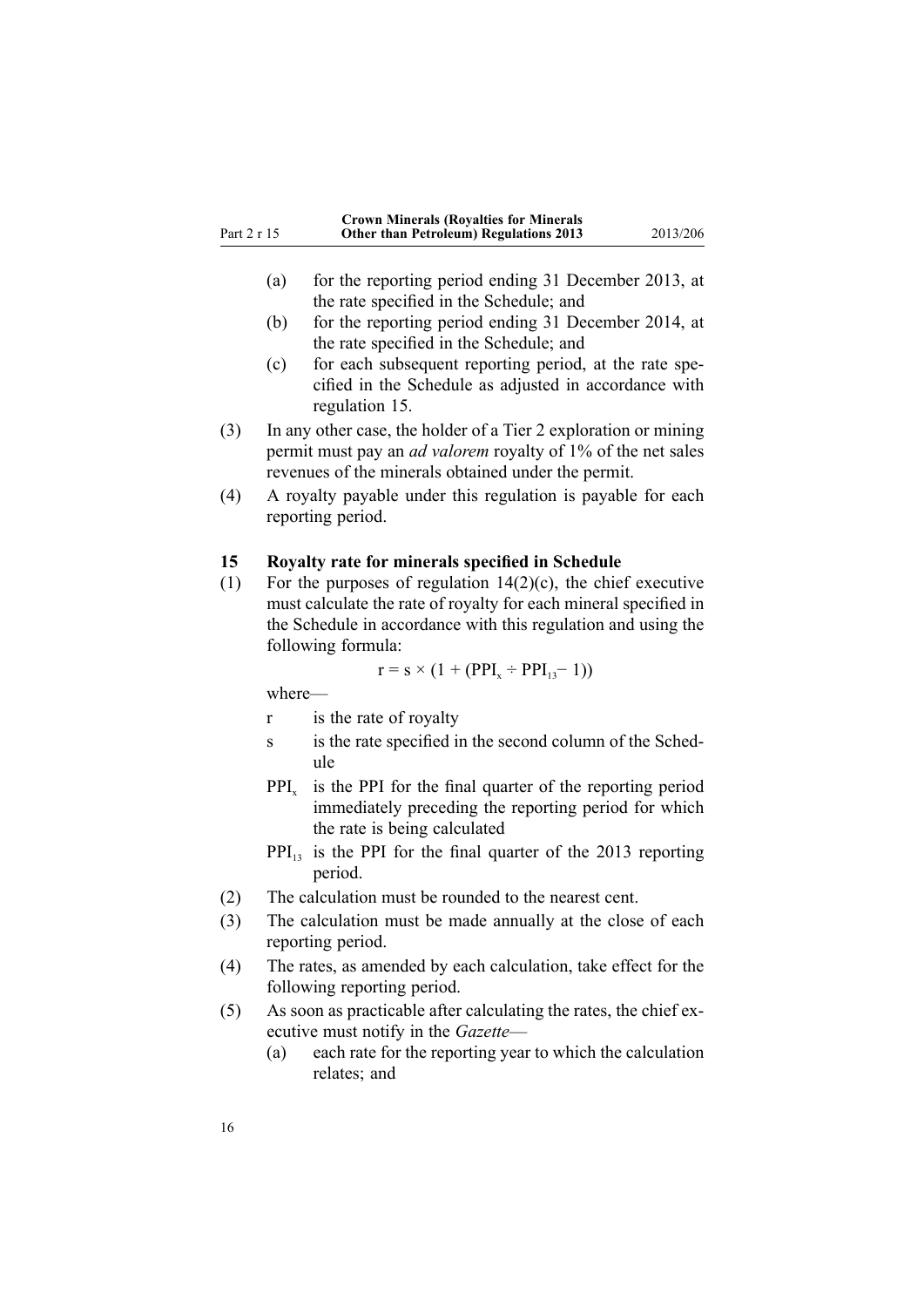(a) for the reporting period ending 31 December 2013, at the rate specified in the Schedule; and

(b) for the reporting period ending 31 December 2014, at the rate specified in the Schedule; and

(c) for each subsequent reporting period, at the rate specified in the Schedule as adjusted in accordance with regulation 15.

(3) In any other case, the holder of a Tier 2 exploration or mining permit must pay an *ad valorem* royalty of 1% of the net sales revenues of the minerals obtained under the permit.

(4) A royalty payable under this regulation is payable for each reporting period.

### 15 Royalty rate for minerals specified in Schedule

(1) For the purposes of regulation 14(2)(c), the chief executive must calculate the rate of royalty for each mineral specified in the Schedule in accordance with this regulation and using the following formula:

$$r = s \times (1 + (PPI_x \div PPI_{13} - 1))$$

where—

r is the rate of royalty

s is the rate specified in the second column of the Schedule

$PPI_x$ is the PPI for the final quarter of the reporting period immediately preceding the reporting period for which the rate is being calculated

$PPI_{13}$ is the PPI for the final quarter of the 2013 reporting period.

(2) The calculation must be rounded to the nearest cent.

(3) The calculation must be made annually at the close of each reporting period.

(4) The rates, as amended by each calculation, take effect for the following reporting period.

(5) As soon as practicable after calculating the rates, the chief executive must notify in the *Gazette*—

(a) each rate for the reporting year to which the calculation relates; and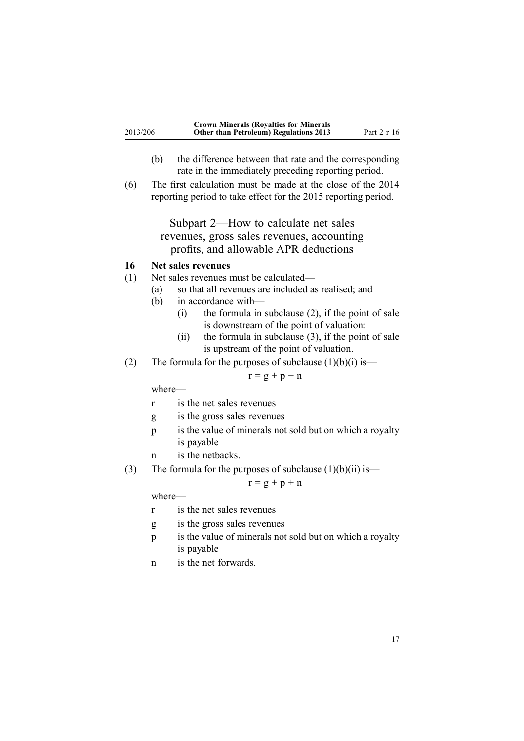(b) the difference between that rate and the corresponding rate in the immediately preceding reporting period.

(6) The first calculation must be made at the close of the 2014 reporting period to take effect for the 2015 reporting period.

## Subpart 2—How to calculate net sales revenues, gross sales revenues, accounting profits, and allowable APR deductions

### 16 Net sales revenues

(1) Net sales revenues must be calculated—

- (a) so that all revenues are included as realised; and
- (b) in accordance with—
  - (i) the formula in subclause (2), if the point of sale is downstream of the point of valuation:
  - (ii) the formula in subclause (3), if the point of sale is upstream of the point of valuation.

(2) The formula for the purposes of subclause (1)(b)(i) is—

$$r = g + p - n$$

where—

- r is the net sales revenues
- g is the gross sales revenues
- p is the value of minerals not sold but on which a royalty is payable
- n is the netbacks.

(3) The formula for the purposes of subclause (1)(b)(ii) is—

$$r = g + p + n$$

where—

- r is the net sales revenues
- g is the gross sales revenues
- p is the value of minerals not sold but on which a royalty is payable
- n is the net forwards.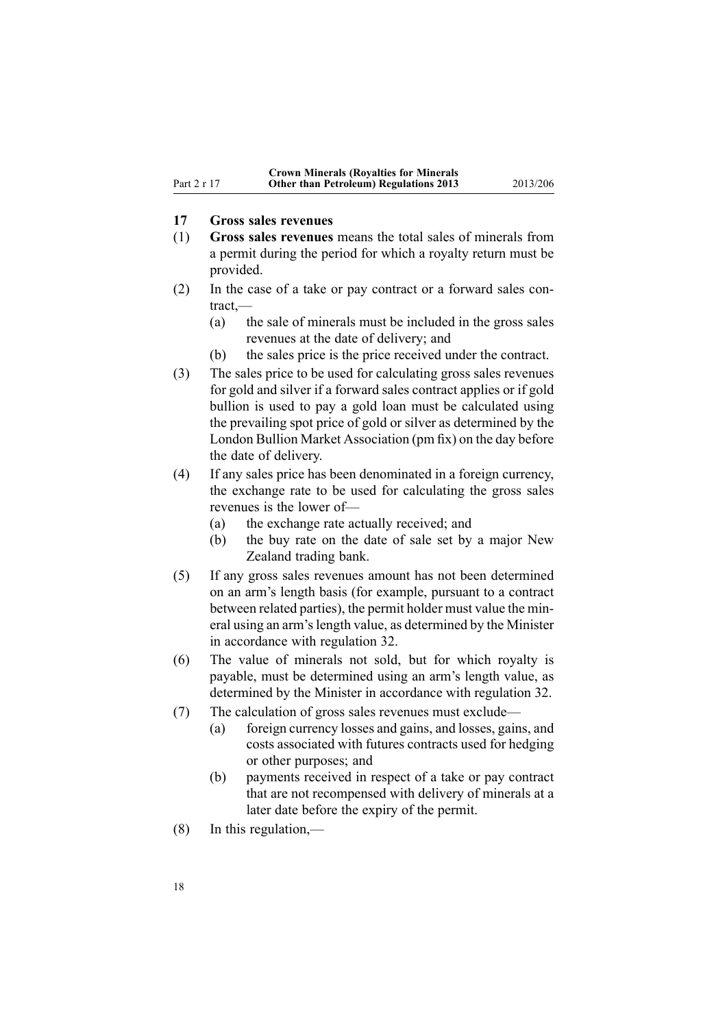## 17 Gross sales revenues

(1) **Gross sales revenues** means the total sales of minerals from a permit during the period for which a royalty return must be provided.

(2) In the case of a take or pay contract or a forward sales contract,—

(a) the sale of minerals must be included in the gross sales revenues at the date of delivery; and

(b) the sales price is the price received under the contract.

(3) The sales price to be used for calculating gross sales revenues for gold and silver if a forward sales contract applies or if gold bullion is used to pay a gold loan must be calculated using the prevailing spot price of gold or silver as determined by the London Bullion Market Association (pm fix) on the day before the date of delivery.

(4) If any sales price has been denominated in a foreign currency, the exchange rate to be used for calculating the gross sales revenues is the lower of—

(a) the exchange rate actually received; and

(b) the buy rate on the date of sale set by a major New Zealand trading bank.

(5) If any gross sales revenues amount has not been determined on an arm's length basis (for example, pursuant to a contract between related parties), the permit holder must value the mineral using an arm's length value, as determined by the Minister in accordance with regulation 32.

(6) The value of minerals not sold, but for which royalty is payable, must be determined using an arm's length value, as determined by the Minister in accordance with regulation 32.

(7) The calculation of gross sales revenues must exclude—

(a) foreign currency losses and gains, and losses, gains, and costs associated with futures contracts used for hedging or other purposes; and

(b) payments received in respect of a take or pay contract that are not recompensed with delivery of minerals at a later date before the expiry of the permit.

(8) In this regulation,—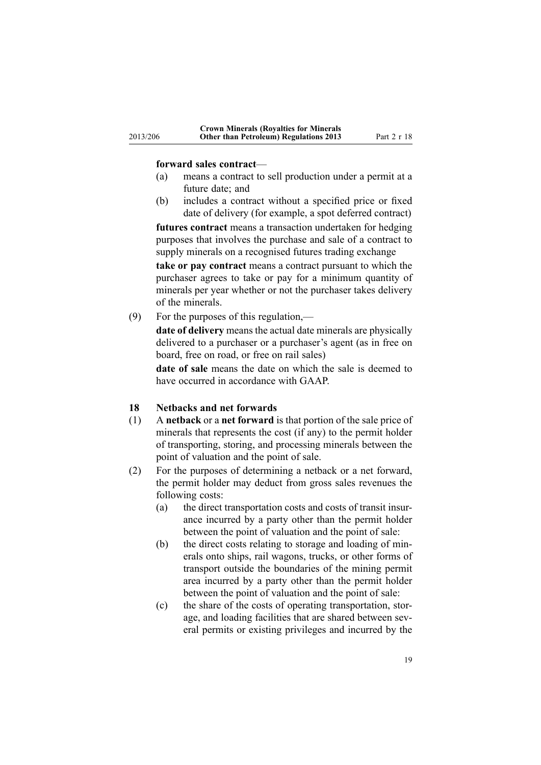**forward sales contract**—

- (a) means a contract to sell production under a permit at a future date; and
- (b) includes a contract without a specified price or fixed date of delivery (for example, a spot deferred contract)

**futures contract** means a transaction undertaken for hedging purposes that involves the purchase and sale of a contract to supply minerals on a recognised futures trading exchange

**take or pay contract** means a contract pursuant to which the purchaser agrees to take or pay for a minimum quantity of minerals per year whether or not the purchaser takes delivery of the minerals.

(9) For the purposes of this regulation,—

**date of delivery** means the actual date minerals are physically delivered to a purchaser or a purchaser's agent (as in free on board, free on road, or free on rail sales)

**date of sale** means the date on which the sale is deemed to have occurred in accordance with GAAP.

### 18 Netbacks and net forwards

(1) A **netback** or a **net forward** is that portion of the sale price of minerals that represents the cost (if any) to the permit holder of transporting, storing, and processing minerals between the point of valuation and the point of sale.

(2) For the purposes of determining a netback or a net forward, the permit holder may deduct from gross sales revenues the following costs:

- (a) the direct transportation costs and costs of transit insurance incurred by a party other than the permit holder between the point of valuation and the point of sale:
- (b) the direct costs relating to storage and loading of minerals onto ships, rail wagons, trucks, or other forms of transport outside the boundaries of the mining permit area incurred by a party other than the permit holder between the point of valuation and the point of sale:
- (c) the share of the costs of operating transportation, storage, and loading facilities that are shared between several permits or existing privileges and incurred by the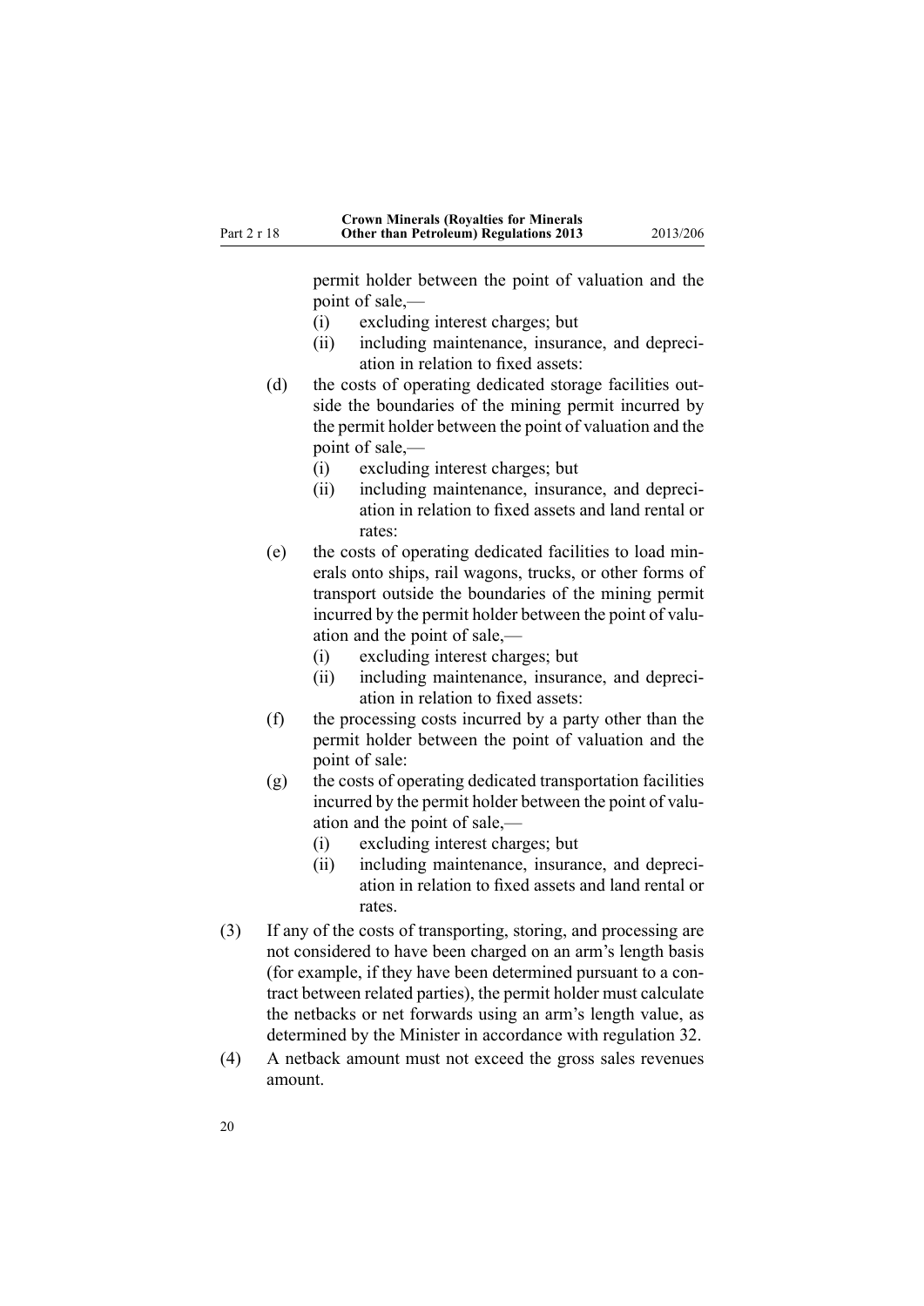permit holder between the point of valuation and the point of sale,—

   (i) excluding interest charges; but

   (ii) including maintenance, insurance, and depreciation in relation to fixed assets:

(d) the costs of operating dedicated storage facilities outside the boundaries of the mining permit incurred by the permit holder between the point of valuation and the point of sale,—

   (i) excluding interest charges; but

   (ii) including maintenance, insurance, and depreciation in relation to fixed assets and land rental or rates:

(e) the costs of operating dedicated facilities to load minerals onto ships, rail wagons, trucks, or other forms of transport outside the boundaries of the mining permit incurred by the permit holder between the point of valuation and the point of sale,—

   (i) excluding interest charges; but

   (ii) including maintenance, insurance, and depreciation in relation to fixed assets:

(f) the processing costs incurred by a party other than the permit holder between the point of valuation and the point of sale:

(g) the costs of operating dedicated transportation facilities incurred by the permit holder between the point of valuation and the point of sale,—

   (i) excluding interest charges; but

   (ii) including maintenance, insurance, and depreciation in relation to fixed assets and land rental or rates.

(3) If any of the costs of transporting, storing, and processing are not considered to have been charged on an arm's length basis (for example, if they have been determined pursuant to a contract between related parties), the permit holder must calculate the netbacks or net forwards using an arm's length value, as determined by the Minister in accordance with regulation 32.

(4) A netback amount must not exceed the gross sales revenues amount.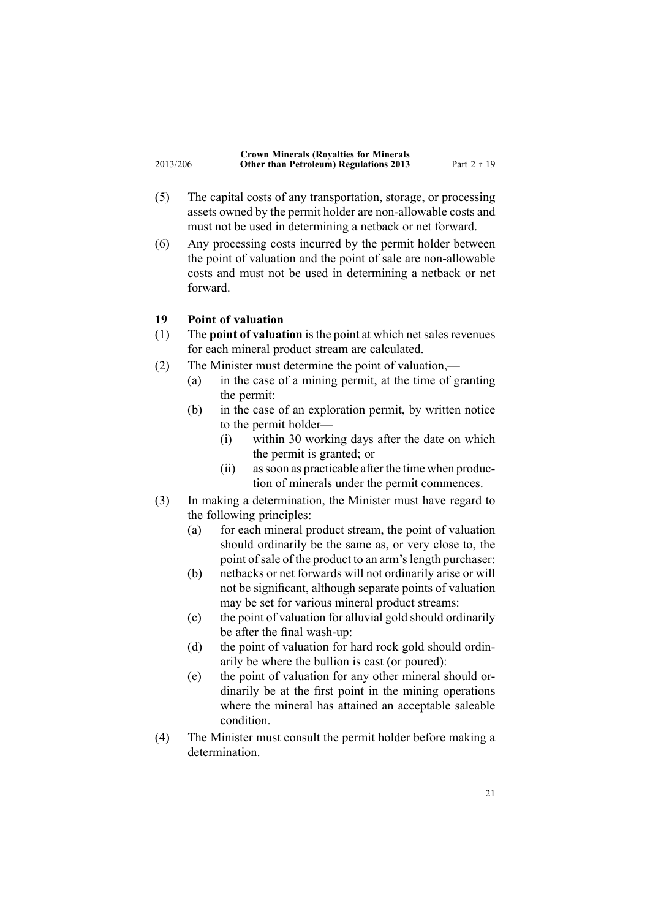(5) The capital costs of any transportation, storage, or processing assets owned by the permit holder are non-allowable costs and must not be used in determining a netback or net forward.

(6) Any processing costs incurred by the permit holder between the point of valuation and the point of sale are non-allowable costs and must not be used in determining a netback or net forward.

### 19 Point of valuation

(1) The **point of valuation** is the point at which net sales revenues for each mineral product stream are calculated.

(2) The Minister must determine the point of valuation,—

- (a) in the case of a mining permit, at the time of granting the permit:
- (b) in the case of an exploration permit, by written notice to the permit holder—
  - (i) within 30 working days after the date on which the permit is granted; or
  - (ii) as soon as practicable after the time when production of minerals under the permit commences.

(3) In making a determination, the Minister must have regard to the following principles:

- (a) for each mineral product stream, the point of valuation should ordinarily be the same as, or very close to, the point of sale of the product to an arm's length purchaser:
- (b) netbacks or net forwards will not ordinarily arise or will not be significant, although separate points of valuation may be set for various mineral product streams:
- (c) the point of valuation for alluvial gold should ordinarily be after the final wash-up:
- (d) the point of valuation for hard rock gold should ordinarily be where the bullion is cast (or poured):
- (e) the point of valuation for any other mineral should ordinarily be at the first point in the mining operations where the mineral has attained an acceptable saleable condition.

(4) The Minister must consult the permit holder before making a determination.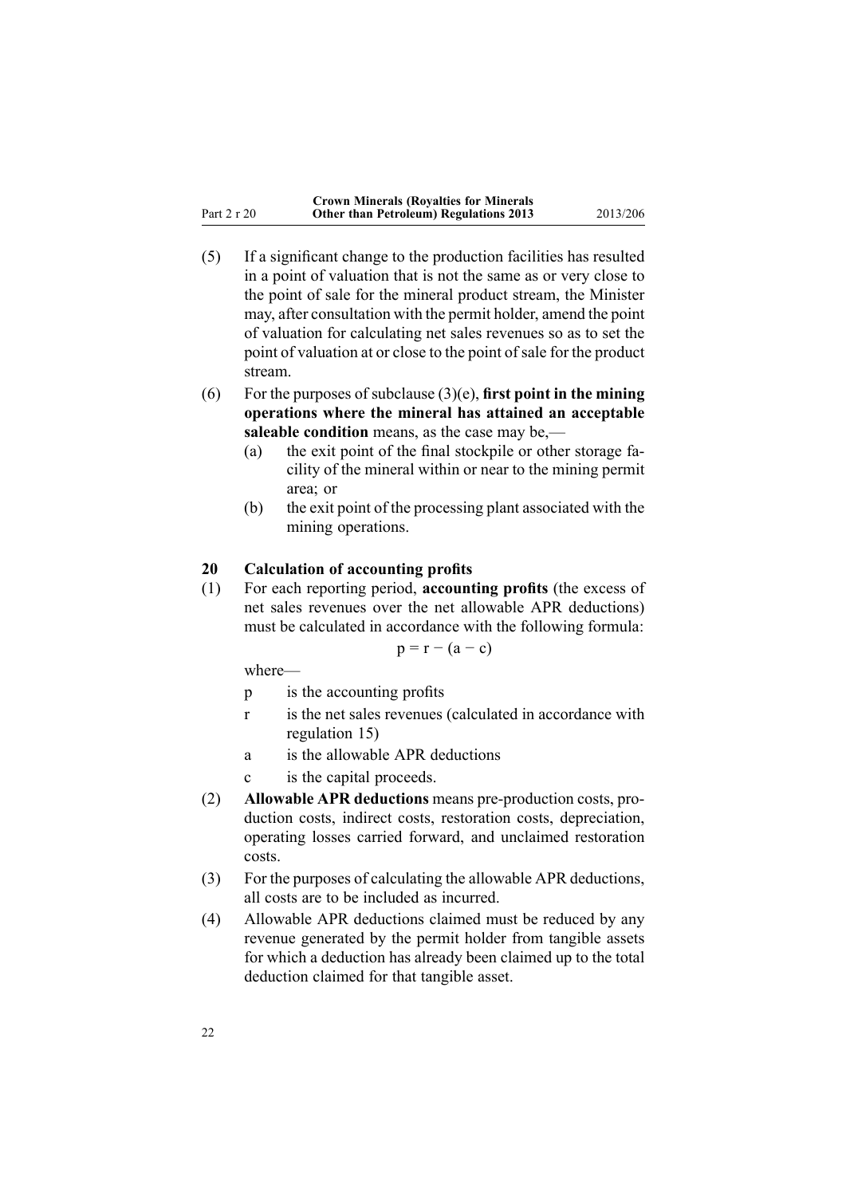(5) If a significant change to the production facilities has resulted in a point of valuation that is not the same as or very close to the point of sale for the mineral product stream, the Minister may, after consultation with the permit holder, amend the point of valuation for calculating net sales revenues so as to set the point of valuation at or close to the point of sale for the product stream.

(6) For the purposes of subclause (3)(e), **first point in the mining operations where the mineral has attained an acceptable saleable condition** means, as the case may be,—

- (a) the exit point of the final stockpile or other storage facility of the mineral within or near to the mining permit area; or
- (b) the exit point of the processing plant associated with the mining operations.

### 20 Calculation of accounting profits

(1) For each reporting period, **accounting profits** (the excess of net sales revenues over the net allowable APR deductions) must be calculated in accordance with the following formula:

$$p = r - (a - c)$$

where—

- p is the accounting profits
- r is the net sales revenues (calculated in accordance with regulation 15)
- a is the allowable APR deductions
- c is the capital proceeds.

(2) **Allowable APR deductions** means pre-production costs, production costs, indirect costs, restoration costs, depreciation, operating losses carried forward, and unclaimed restoration costs.

(3) For the purposes of calculating the allowable APR deductions, all costs are to be included as incurred.

(4) Allowable APR deductions claimed must be reduced by any revenue generated by the permit holder from tangible assets for which a deduction has already been claimed up to the total deduction claimed for that tangible asset.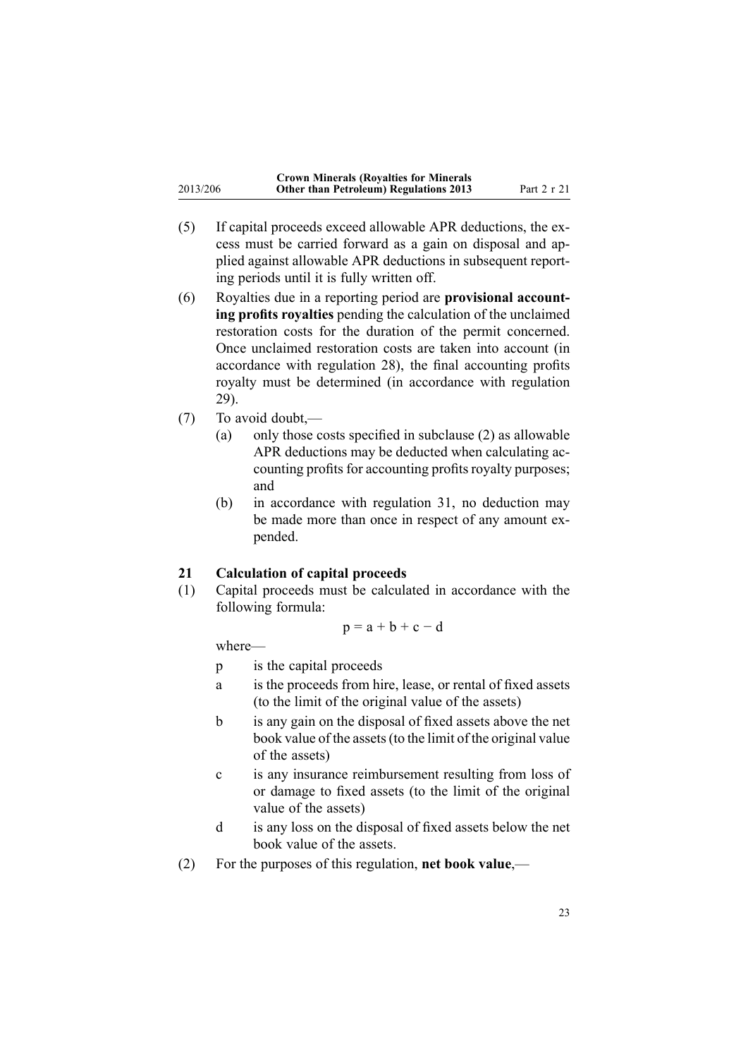(5) If capital proceeds exceed allowable APR deductions, the excess must be carried forward as a gain on disposal and applied against allowable APR deductions in subsequent reporting periods until it is fully written off.

(6) Royalties due in a reporting period are **provisional accounting profits royalties** pending the calculation of the unclaimed restoration costs for the duration of the permit concerned. Once unclaimed restoration costs are taken into account (in accordance with regulation 28), the final accounting profits royalty must be determined (in accordance with regulation 29).

(7) To avoid doubt,—

  (a) only those costs specified in subclause (2) as allowable APR deductions may be deducted when calculating accounting profits for accounting profits royalty purposes; and

  (b) in accordance with regulation 31, no deduction may be made more than once in respect of any amount expended.

### 21 Calculation of capital proceeds

(1) Capital proceeds must be calculated in accordance with the following formula:

$$p = a + b + c - d$$

where—

- p is the capital proceeds
- a is the proceeds from hire, lease, or rental of fixed assets (to the limit of the original value of the assets)
- b is any gain on the disposal of fixed assets above the net book value of the assets (to the limit of the original value of the assets)
- c is any insurance reimbursement resulting from loss of or damage to fixed assets (to the limit of the original value of the assets)
- d is any loss on the disposal of fixed assets below the net book value of the assets.

(2) For the purposes of this regulation, **net book value**,—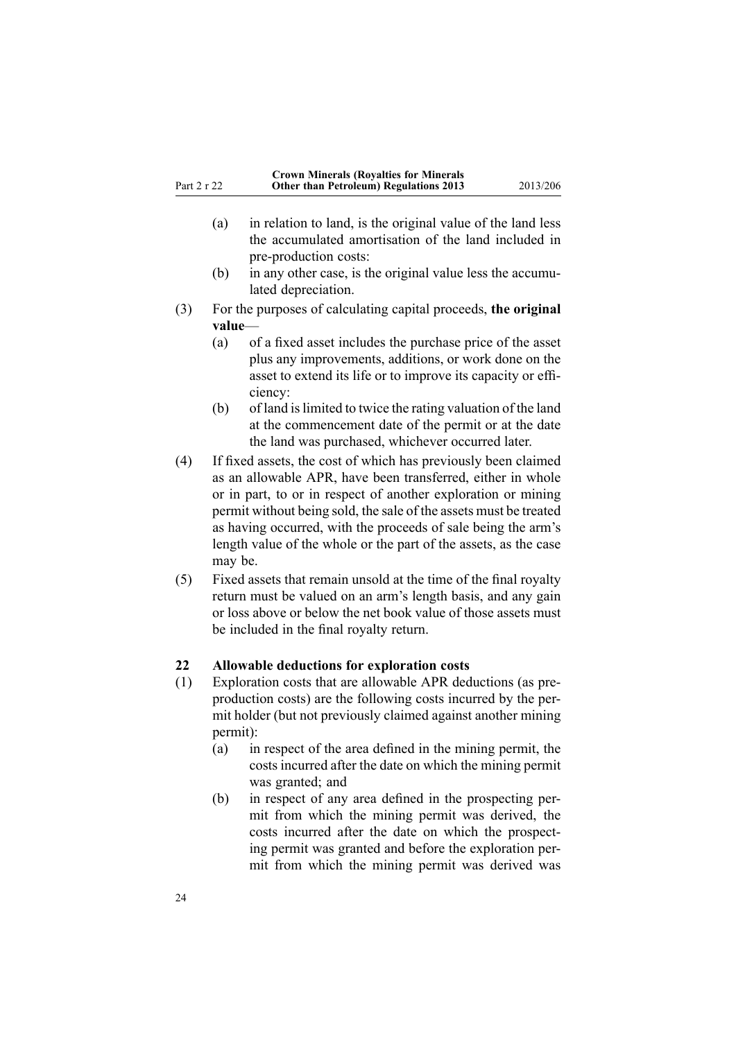(a) in relation to land, is the original value of the land less the accumulated amortisation of the land included in pre-production costs:

(b) in any other case, is the original value less the accumulated depreciation.

(3) For the purposes of calculating capital proceeds, **the original value**—

(a) of a fixed asset includes the purchase price of the asset plus any improvements, additions, or work done on the asset to extend its life or to improve its capacity or efficiency:

(b) of land is limited to twice the rating valuation of the land at the commencement date of the permit or at the date the land was purchased, whichever occurred later.

(4) If fixed assets, the cost of which has previously been claimed as an allowable APR, have been transferred, either in whole or in part, to or in respect of another exploration or mining permit without being sold, the sale of the assets must be treated as having occurred, with the proceeds of sale being the arm's length value of the whole or the part of the assets, as the case may be.

(5) Fixed assets that remain unsold at the time of the final royalty return must be valued on an arm's length basis, and any gain or loss above or below the net book value of those assets must be included in the final royalty return.

### 22 Allowable deductions for exploration costs

(1) Exploration costs that are allowable APR deductions (as pre-production costs) are the following costs incurred by the permit holder (but not previously claimed against another mining permit):

(a) in respect of the area defined in the mining permit, the costs incurred after the date on which the mining permit was granted; and

(b) in respect of any area defined in the prospecting permit from which the mining permit was derived, the costs incurred after the date on which the prospecting permit was granted and before the exploration permit from which the mining permit was derived was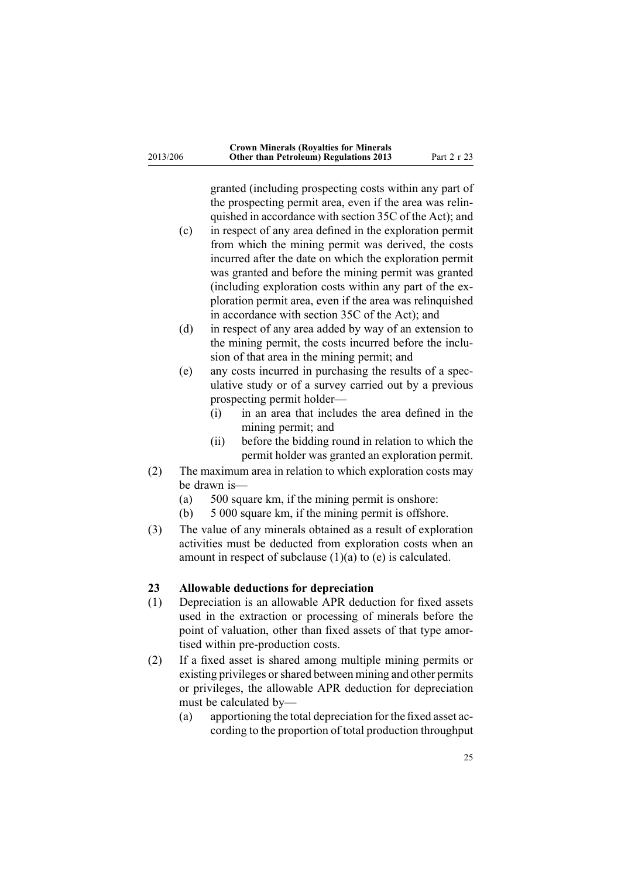granted (including prospecting costs within any part of the prospecting permit area, even if the area was relinquished in accordance with section 35C of the Act); and

(c) in respect of any area defined in the exploration permit from which the mining permit was derived, the costs incurred after the date on which the exploration permit was granted and before the mining permit was granted (including exploration costs within any part of the exploration permit area, even if the area was relinquished in accordance with section 35C of the Act); and

(d) in respect of any area added by way of an extension to the mining permit, the costs incurred before the inclusion of that area in the mining permit; and

(e) any costs incurred in purchasing the results of a speculative study or of a survey carried out by a previous prospecting permit holder—

  (i) in an area that includes the area defined in the mining permit; and

  (ii) before the bidding round in relation to which the permit holder was granted an exploration permit.

(2) The maximum area in relation to which exploration costs may be drawn is—

  (a) 500 square km, if the mining permit is onshore:

  (b) 5 000 square km, if the mining permit is offshore.

(3) The value of any minerals obtained as a result of exploration activities must be deducted from exploration costs when an amount in respect of subclause (1)(a) to (e) is calculated.

### 23 Allowable deductions for depreciation

(1) Depreciation is an allowable APR deduction for fixed assets used in the extraction or processing of minerals before the point of valuation, other than fixed assets of that type amortised within pre-production costs.

(2) If a fixed asset is shared among multiple mining permits or existing privileges or shared between mining and other permits or privileges, the allowable APR deduction for depreciation must be calculated by—

  (a) apportioning the total depreciation for the fixed asset according to the proportion of total production throughput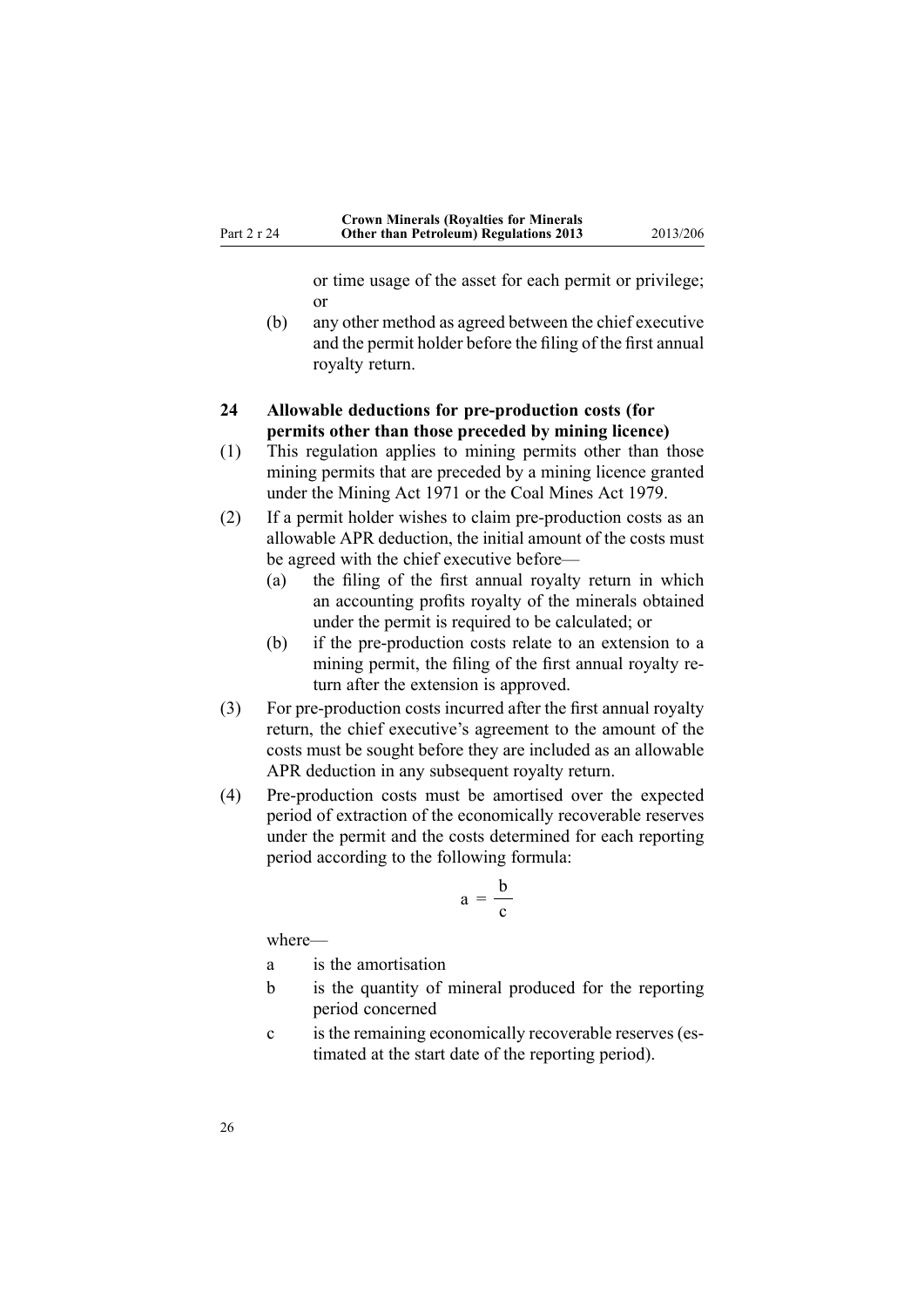or time usage of the asset for each permit or privilege; or

(b) any other method as agreed between the chief executive and the permit holder before the filing of the first annual royalty return.

## 24 Allowable deductions for pre-production costs (for permits other than those preceded by mining licence)

(1) This regulation applies to mining permits other than those mining permits that are preceded by a mining licence granted under the Mining Act 1971 or the Coal Mines Act 1979.

(2) If a permit holder wishes to claim pre-production costs as an allowable APR deduction, the initial amount of the costs must be agreed with the chief executive before—

(a) the filing of the first annual royalty return in which an accounting profits royalty of the minerals obtained under the permit is required to be calculated; or

(b) if the pre-production costs relate to an extension to a mining permit, the filing of the first annual royalty return after the extension is approved.

(3) For pre-production costs incurred after the first annual royalty return, the chief executive's agreement to the amount of the costs must be sought before they are included as an allowable APR deduction in any subsequent royalty return.

(4) Pre-production costs must be amortised over the expected period of extraction of the economically recoverable reserves under the permit and the costs determined for each reporting period according to the following formula:

$$a = \frac{b}{c}$$

where—

a is the amortisation

b is the quantity of mineral produced for the reporting period concerned

c is the remaining economically recoverable reserves (estimated at the start date of the reporting period).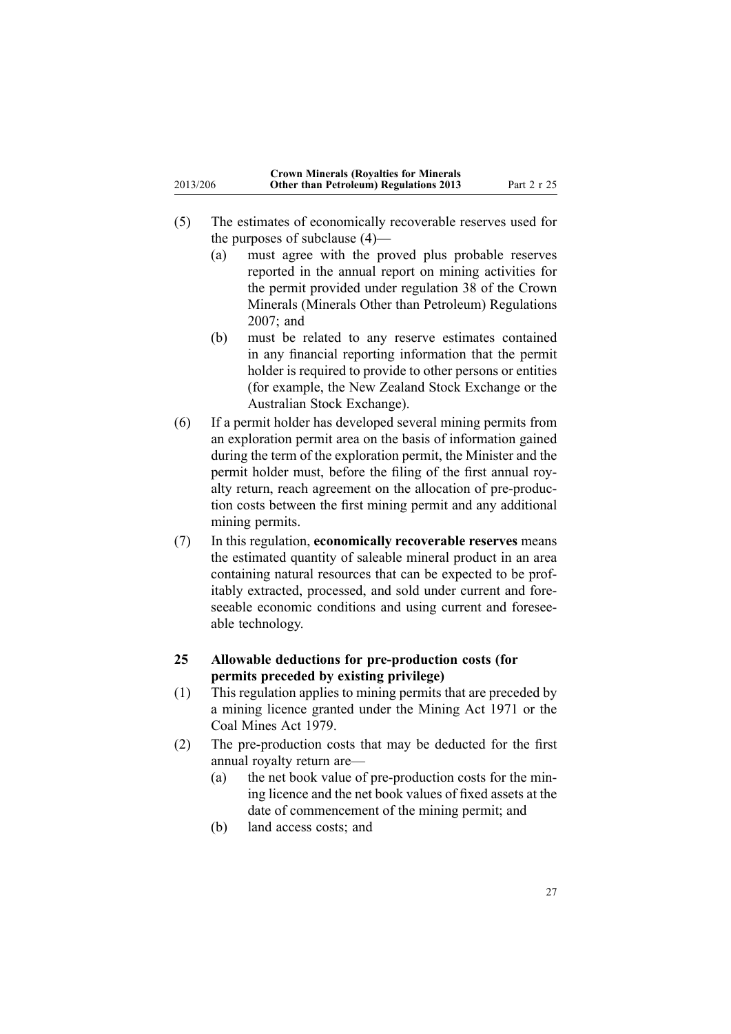(5) The estimates of economically recoverable reserves used for the purposes of subclause (4)—

  (a) must agree with the proved plus probable reserves reported in the annual report on mining activities for the permit provided under regulation 38 of the Crown Minerals (Minerals Other than Petroleum) Regulations 2007; and

  (b) must be related to any reserve estimates contained in any financial reporting information that the permit holder is required to provide to other persons or entities (for example, the New Zealand Stock Exchange or the Australian Stock Exchange).

(6) If a permit holder has developed several mining permits from an exploration permit area on the basis of information gained during the term of the exploration permit, the Minister and the permit holder must, before the filing of the first annual royalty return, reach agreement on the allocation of pre-production costs between the first mining permit and any additional mining permits.

(7) In this regulation, **economically recoverable reserves** means the estimated quantity of saleable mineral product in an area containing natural resources that can be expected to be profitably extracted, processed, and sold under current and foreseeable economic conditions and using current and foreseeable technology.

**25 Allowable deductions for pre-production costs (for permits preceded by existing privilege)**

(1) This regulation applies to mining permits that are preceded by a mining licence granted under the Mining Act 1971 or the Coal Mines Act 1979.

(2) The pre-production costs that may be deducted for the first annual royalty return are—

  (a) the net book value of pre-production costs for the mining licence and the net book values of fixed assets at the date of commencement of the mining permit; and

  (b) land access costs; and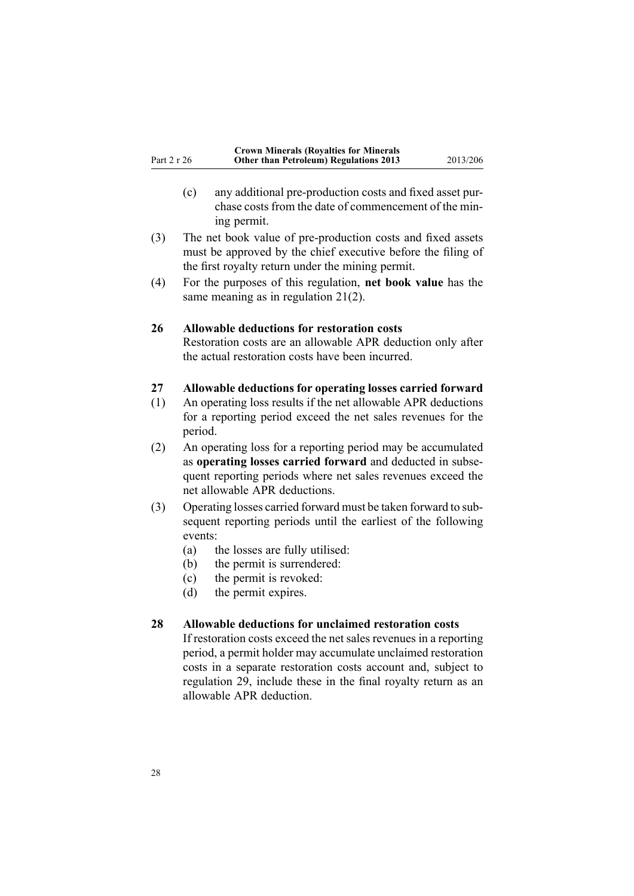(c) any additional pre-production costs and fixed asset purchase costs from the date of commencement of the mining permit.

(3) The net book value of pre-production costs and fixed assets must be approved by the chief executive before the filing of the first royalty return under the mining permit.

(4) For the purposes of this regulation, **net book value** has the same meaning as in regulation 21(2).

### 26 Allowable deductions for restoration costs

Restoration costs are an allowable APR deduction only after the actual restoration costs have been incurred.

### 27 Allowable deductions for operating losses carried forward

(1) An operating loss results if the net allowable APR deductions for a reporting period exceed the net sales revenues for the period.

(2) An operating loss for a reporting period may be accumulated as **operating losses carried forward** and deducted in subsequent reporting periods where net sales revenues exceed the net allowable APR deductions.

(3) Operating losses carried forward must be taken forward to subsequent reporting periods until the earliest of the following events:

- (a) the losses are fully utilised:
- (b) the permit is surrendered:
- (c) the permit is revoked:
- (d) the permit expires.

### 28 Allowable deductions for unclaimed restoration costs

If restoration costs exceed the net sales revenues in a reporting period, a permit holder may accumulate unclaimed restoration costs in a separate restoration costs account and, subject to regulation 29, include these in the final royalty return as an allowable APR deduction.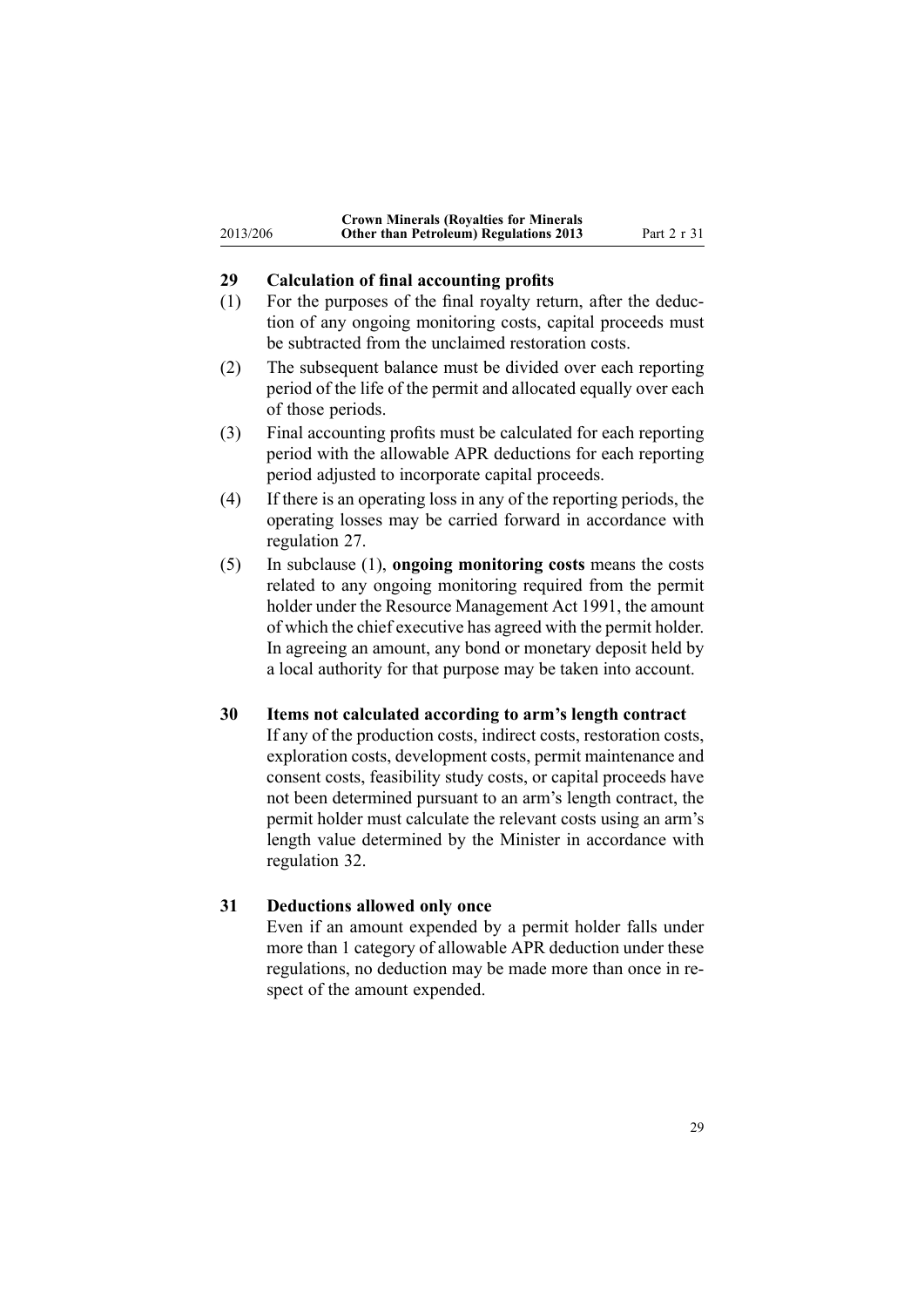### 29 Calculation of final accounting profits

(1) For the purposes of the final royalty return, after the deduction of any ongoing monitoring costs, capital proceeds must be subtracted from the unclaimed restoration costs.

(2) The subsequent balance must be divided over each reporting period of the life of the permit and allocated equally over each of those periods.

(3) Final accounting profits must be calculated for each reporting period with the allowable APR deductions for each reporting period adjusted to incorporate capital proceeds.

(4) If there is an operating loss in any of the reporting periods, the operating losses may be carried forward in accordance with regulation 27.

(5) In subclause (1), **ongoing monitoring costs** means the costs related to any ongoing monitoring required from the permit holder under the Resource Management Act 1991, the amount of which the chief executive has agreed with the permit holder. In agreeing an amount, any bond or monetary deposit held by a local authority for that purpose may be taken into account.

### 30 Items not calculated according to arm's length contract

If any of the production costs, indirect costs, restoration costs, exploration costs, development costs, permit maintenance and consent costs, feasibility study costs, or capital proceeds have not been determined pursuant to an arm's length contract, the permit holder must calculate the relevant costs using an arm's length value determined by the Minister in accordance with regulation 32.

### 31 Deductions allowed only once

Even if an amount expended by a permit holder falls under more than 1 category of allowable APR deduction under these regulations, no deduction may be made more than once in respect of the amount expended.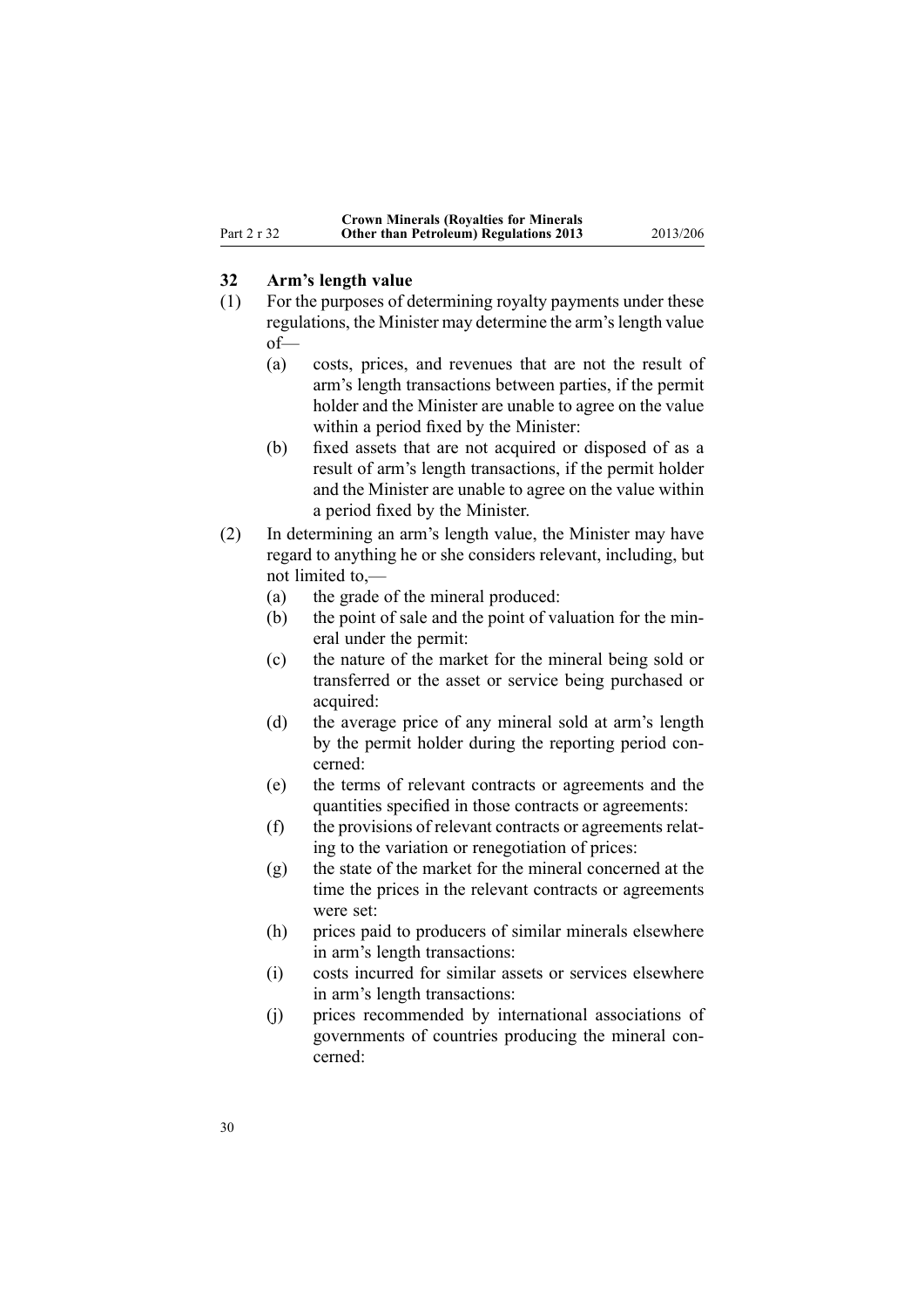## 32 Arm's length value

(1) For the purposes of determining royalty payments under these regulations, the Minister may determine the arm's length value of—

- (a) costs, prices, and revenues that are not the result of arm's length transactions between parties, if the permit holder and the Minister are unable to agree on the value within a period fixed by the Minister:
- (b) fixed assets that are not acquired or disposed of as a result of arm's length transactions, if the permit holder and the Minister are unable to agree on the value within a period fixed by the Minister.

(2) In determining an arm's length value, the Minister may have regard to anything he or she considers relevant, including, but not limited to,—

- (a) the grade of the mineral produced:
- (b) the point of sale and the point of valuation for the mineral under the permit:
- (c) the nature of the market for the mineral being sold or transferred or the asset or service being purchased or acquired:
- (d) the average price of any mineral sold at arm's length by the permit holder during the reporting period concerned:
- (e) the terms of relevant contracts or agreements and the quantities specified in those contracts or agreements:
- (f) the provisions of relevant contracts or agreements relating to the variation or renegotiation of prices:
- (g) the state of the market for the mineral concerned at the time the prices in the relevant contracts or agreements were set:
- (h) prices paid to producers of similar minerals elsewhere in arm's length transactions:
- (i) costs incurred for similar assets or services elsewhere in arm's length transactions:
- (j) prices recommended by international associations of governments of countries producing the mineral concerned: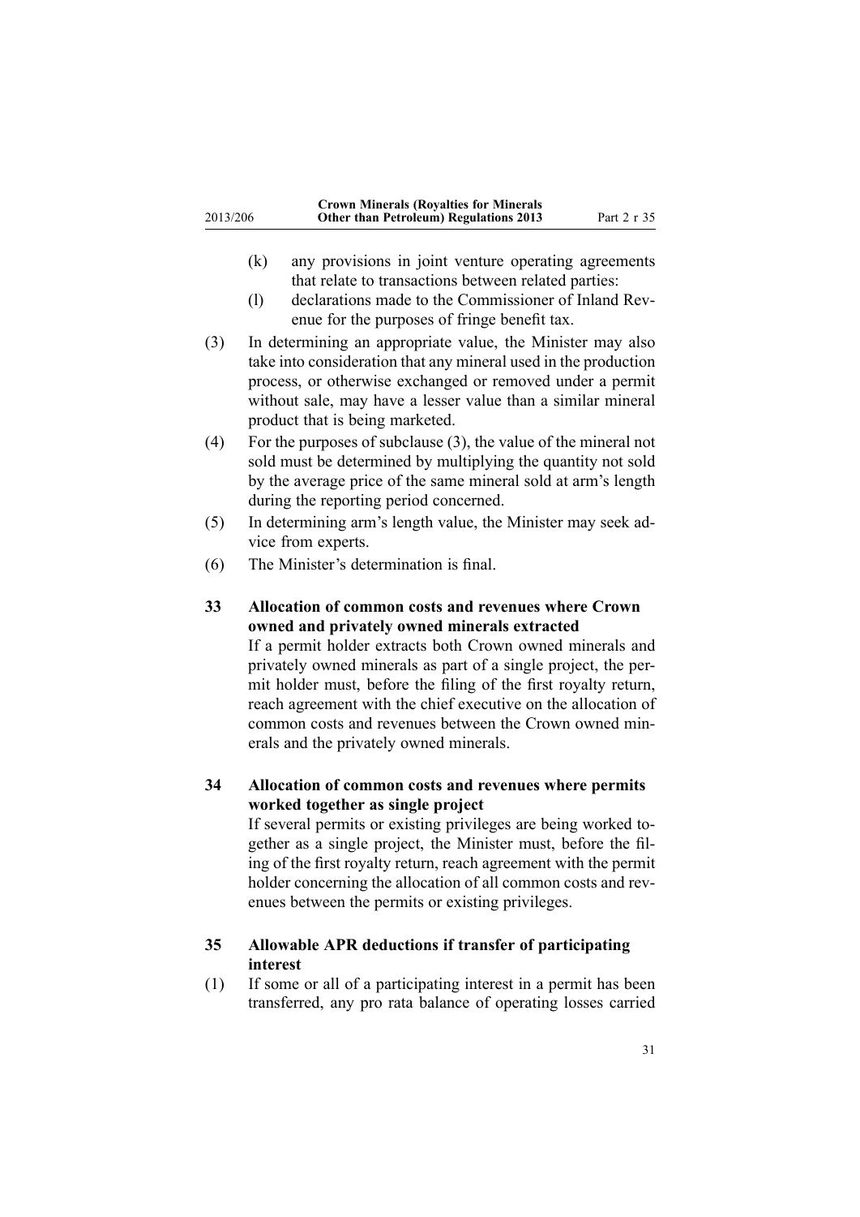(k) any provisions in joint venture operating agreements that relate to transactions between related parties:

(l) declarations made to the Commissioner of Inland Revenue for the purposes of fringe benefit tax.

(3) In determining an appropriate value, the Minister may also take into consideration that any mineral used in the production process, or otherwise exchanged or removed under a permit without sale, may have a lesser value than a similar mineral product that is being marketed.

(4) For the purposes of subclause (3), the value of the mineral not sold must be determined by multiplying the quantity not sold by the average price of the same mineral sold at arm's length during the reporting period concerned.

(5) In determining arm's length value, the Minister may seek advice from experts.

(6) The Minister's determination is final.

### 33 Allocation of common costs and revenues where Crown owned and privately owned minerals extracted

If a permit holder extracts both Crown owned minerals and privately owned minerals as part of a single project, the permit holder must, before the filing of the first royalty return, reach agreement with the chief executive on the allocation of common costs and revenues between the Crown owned minerals and the privately owned minerals.

### 34 Allocation of common costs and revenues where permits worked together as single project

If several permits or existing privileges are being worked together as a single project, the Minister must, before the filing of the first royalty return, reach agreement with the permit holder concerning the allocation of all common costs and revenues between the permits or existing privileges.

### 35 Allowable APR deductions if transfer of participating interest

(1) If some or all of a participating interest in a permit has been transferred, any pro rata balance of operating losses carried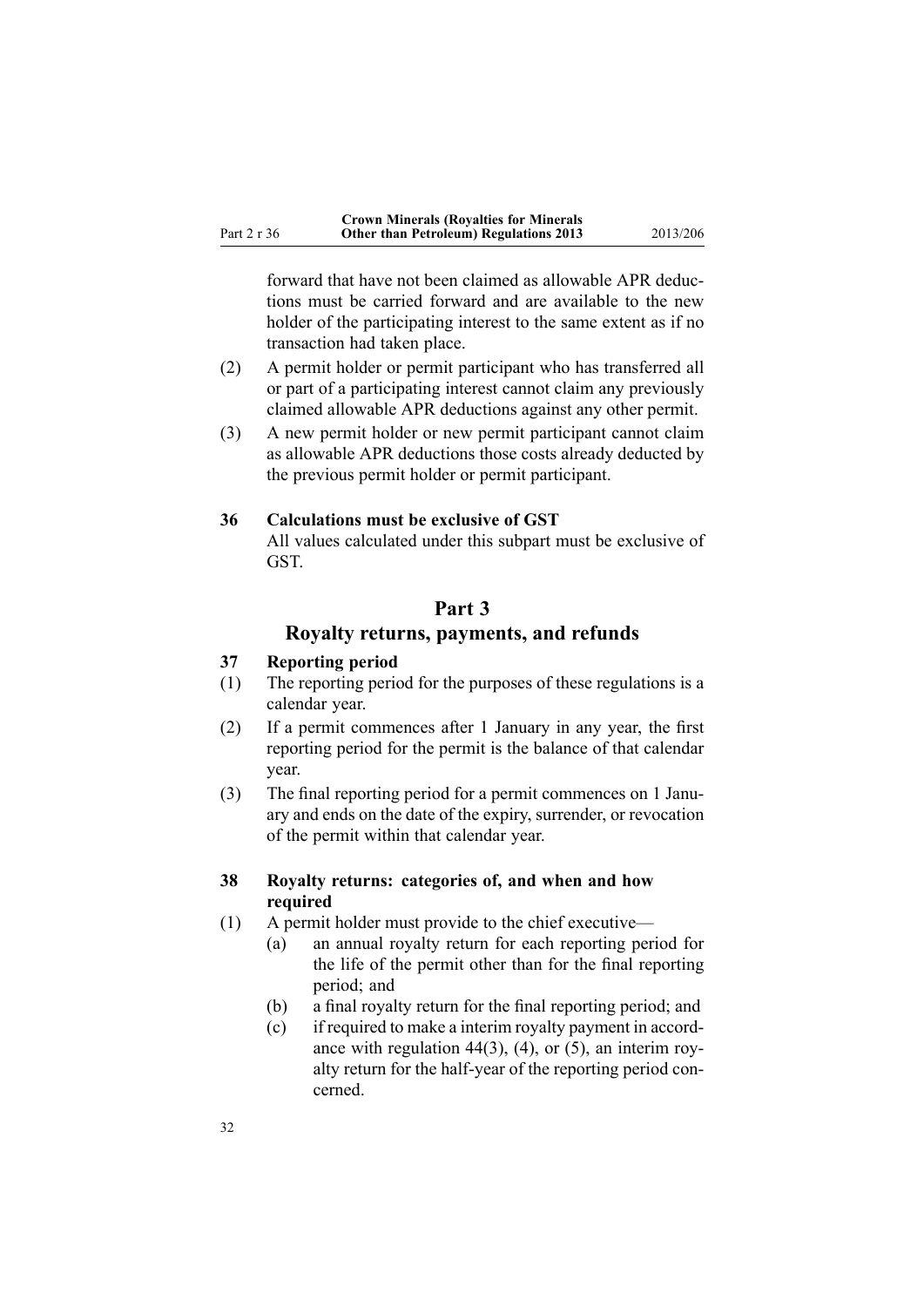forward that have not been claimed as allowable APR deductions must be carried forward and are available to the new holder of the participating interest to the same extent as if no transaction had taken place.

(2) A permit holder or permit participant who has transferred all or part of a participating interest cannot claim any previously claimed allowable APR deductions against any other permit.

(3) A new permit holder or new permit participant cannot claim as allowable APR deductions those costs already deducted by the previous permit holder or permit participant.

### 36 Calculations must be exclusive of GST

All values calculated under this subpart must be exclusive of GST.

## Part 3

## Royalty returns, payments, and refunds

### 37 Reporting period

(1) The reporting period for the purposes of these regulations is a calendar year.

(2) If a permit commences after 1 January in any year, the first reporting period for the permit is the balance of that calendar year.

(3) The final reporting period for a permit commences on 1 January and ends on the date of the expiry, surrender, or revocation of the permit within that calendar year.

### 38 Royalty returns: categories of, and when and how required

(1) A permit holder must provide to the chief executive—

  (a) an annual royalty return for each reporting period for the life of the permit other than for the final reporting period; and

  (b) a final royalty return for the final reporting period; and

  (c) if required to make a interim royalty payment in accordance with regulation 44(3), (4), or (5), an interim royalty return for the half-year of the reporting period concerned.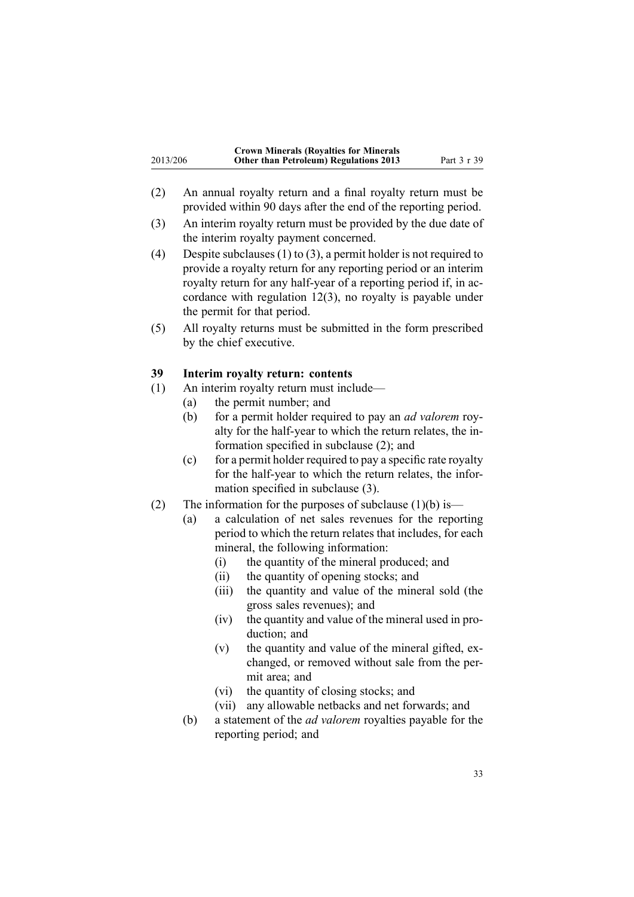(2) An annual royalty return and a final royalty return must be provided within 90 days after the end of the reporting period.

(3) An interim royalty return must be provided by the due date of the interim royalty payment concerned.

(4) Despite subclauses (1) to (3), a permit holder is not required to provide a royalty return for any reporting period or an interim royalty return for any half-year of a reporting period if, in accordance with regulation 12(3), no royalty is payable under the permit for that period.

(5) All royalty returns must be submitted in the form prescribed by the chief executive.

### 39 Interim royalty return: contents

(1) An interim royalty return must include—

- (a) the permit number; and
- (b) for a permit holder required to pay an *ad valorem* royalty for the half-year to which the return relates, the information specified in subclause (2); and
- (c) for a permit holder required to pay a specific rate royalty for the half-year to which the return relates, the information specified in subclause (3).

(2) The information for the purposes of subclause (1)(b) is—

- (a) a calculation of net sales revenues for the reporting period to which the return relates that includes, for each mineral, the following information:
  - (i) the quantity of the mineral produced; and
  - (ii) the quantity of opening stocks; and
  - (iii) the quantity and value of the mineral sold (the gross sales revenues); and
  - (iv) the quantity and value of the mineral used in production; and
  - (v) the quantity and value of the mineral gifted, exchanged, or removed without sale from the permit area; and
  - (vi) the quantity of closing stocks; and
  - (vii) any allowable netbacks and net forwards; and
- (b) a statement of the *ad valorem* royalties payable for the reporting period; and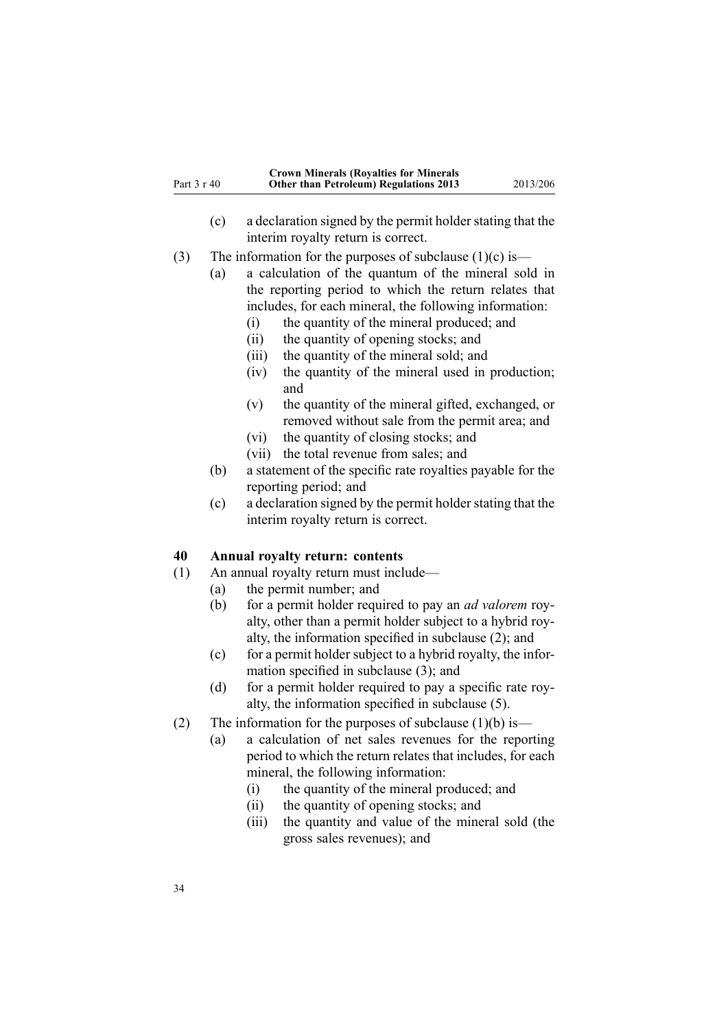(c) a declaration signed by the permit holder stating that the interim royalty return is correct.

(3) The information for the purposes of subclause (1)(c) is—

(a) a calculation of the quantum of the mineral sold in the reporting period to which the return relates that includes, for each mineral, the following information:

(i) the quantity of the mineral produced; and

(ii) the quantity of opening stocks; and

(iii) the quantity of the mineral sold; and

(iv) the quantity of the mineral used in production; and

(v) the quantity of the mineral gifted, exchanged, or removed without sale from the permit area; and

(vi) the quantity of closing stocks; and

(vii) the total revenue from sales; and

(b) a statement of the specific rate royalties payable for the reporting period; and

(c) a declaration signed by the permit holder stating that the interim royalty return is correct.

### 40 Annual royalty return: contents

(1) An annual royalty return must include—

(a) the permit number; and

(b) for a permit holder required to pay an *ad valorem* royalty, other than a permit holder subject to a hybrid royalty, the information specified in subclause (2); and

(c) for a permit holder subject to a hybrid royalty, the information specified in subclause (3); and

(d) for a permit holder required to pay a specific rate royalty, the information specified in subclause (5).

(2) The information for the purposes of subclause (1)(b) is—

(a) a calculation of net sales revenues for the reporting period to which the return relates that includes, for each mineral, the following information:

(i) the quantity of the mineral produced; and

(ii) the quantity of opening stocks; and

(iii) the quantity and value of the mineral sold (the gross sales revenues); and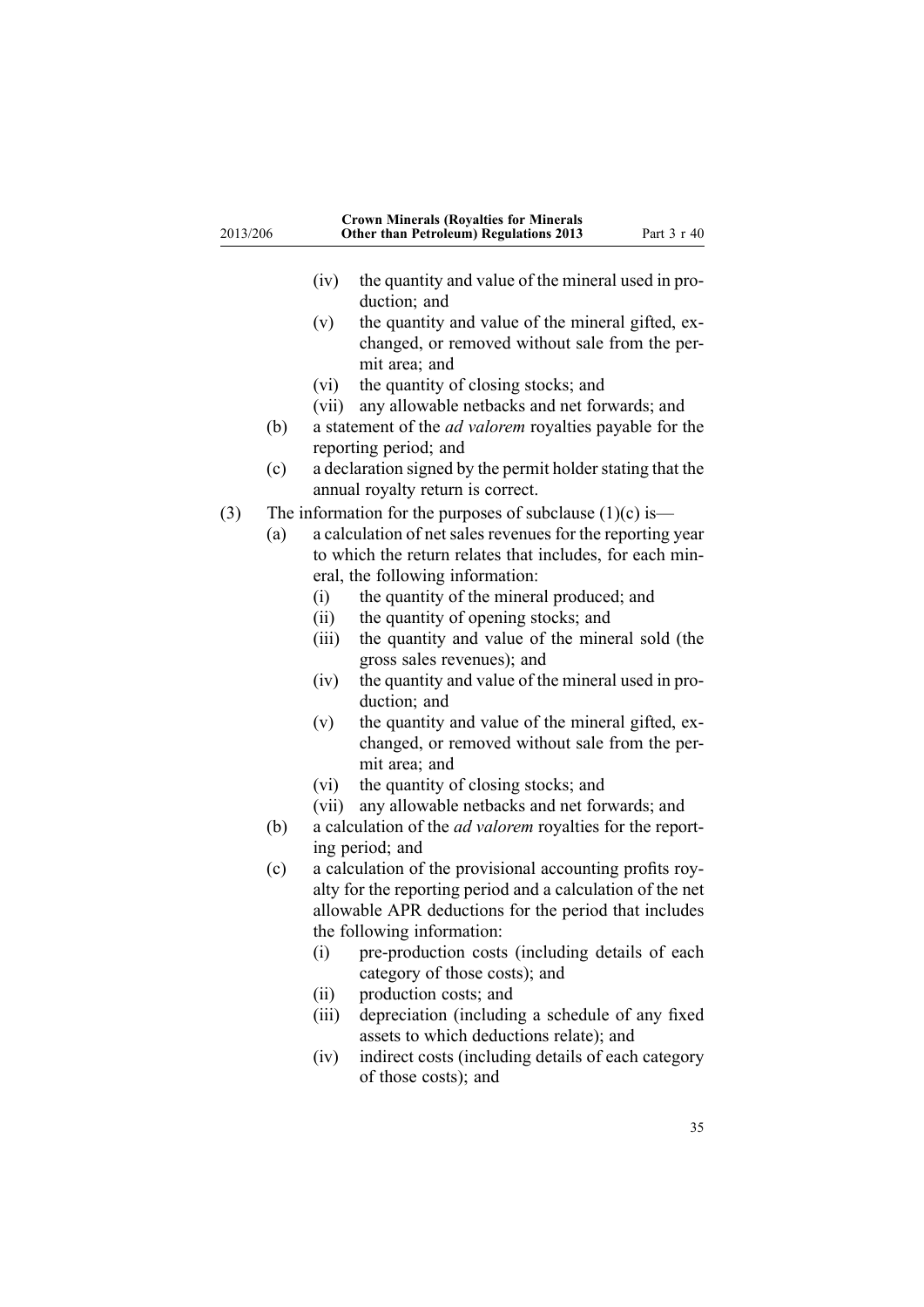- (iv) the quantity and value of the mineral used in production; and
- (v) the quantity and value of the mineral gifted, exchanged, or removed without sale from the permit area; and
- (vi) the quantity of closing stocks; and
- (vii) any allowable netbacks and net forwards; and

(b) a statement of the *ad valorem* royalties payable for the reporting period; and

(c) a declaration signed by the permit holder stating that the annual royalty return is correct.

(3) The information for the purposes of subclause (1)(c) is—

(a) a calculation of net sales revenues for the reporting year to which the return relates that includes, for each mineral, the following information:

- (i) the quantity of the mineral produced; and
- (ii) the quantity of opening stocks; and
- (iii) the quantity and value of the mineral sold (the gross sales revenues); and
- (iv) the quantity and value of the mineral used in production; and
- (v) the quantity and value of the mineral gifted, exchanged, or removed without sale from the permit area; and
- (vi) the quantity of closing stocks; and
- (vii) any allowable netbacks and net forwards; and

(b) a calculation of the *ad valorem* royalties for the reporting period; and

(c) a calculation of the provisional accounting profits royalty for the reporting period and a calculation of the net allowable APR deductions for the period that includes the following information:

- (i) pre-production costs (including details of each category of those costs); and
- (ii) production costs; and
- (iii) depreciation (including a schedule of any fixed assets to which deductions relate); and
- (iv) indirect costs (including details of each category of those costs); and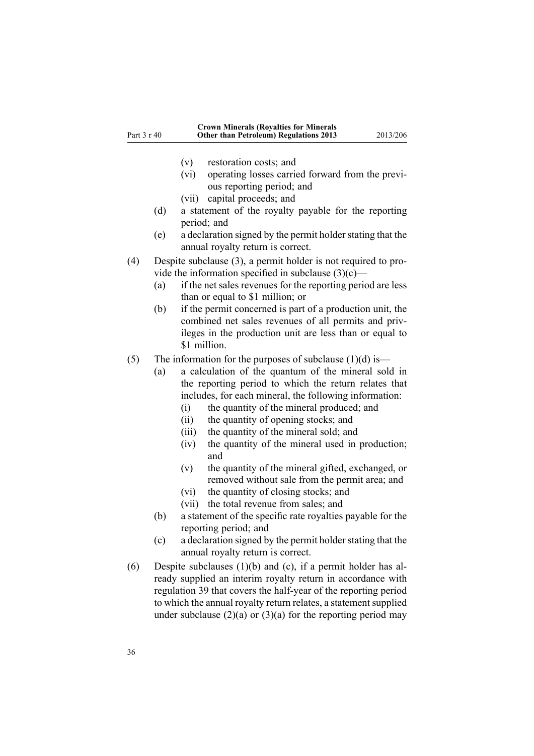(v) restoration costs; and

(vi) operating losses carried forward from the previous reporting period; and

(vii) capital proceeds; and

(d) a statement of the royalty payable for the reporting period; and

(e) a declaration signed by the permit holder stating that the annual royalty return is correct.

(4) Despite subclause (3), a permit holder is not required to provide the information specified in subclause (3)(c)—

(a) if the net sales revenues for the reporting period are less than or equal to $1 million; or

(b) if the permit concerned is part of a production unit, the combined net sales revenues of all permits and privileges in the production unit are less than or equal to $1 million.

(5) The information for the purposes of subclause (1)(d) is—

(a) a calculation of the quantum of the mineral sold in the reporting period to which the return relates that includes, for each mineral, the following information:

(i) the quantity of the mineral produced; and

(ii) the quantity of opening stocks; and

(iii) the quantity of the mineral sold; and

(iv) the quantity of the mineral used in production; and

(v) the quantity of the mineral gifted, exchanged, or removed without sale from the permit area; and

(vi) the quantity of closing stocks; and

(vii) the total revenue from sales; and

(b) a statement of the specific rate royalties payable for the reporting period; and

(c) a declaration signed by the permit holder stating that the annual royalty return is correct.

(6) Despite subclauses (1)(b) and (c), if a permit holder has already supplied an interim royalty return in accordance with regulation 39 that covers the half-year of the reporting period to which the annual royalty return relates, a statement supplied under subclause (2)(a) or (3)(a) for the reporting period may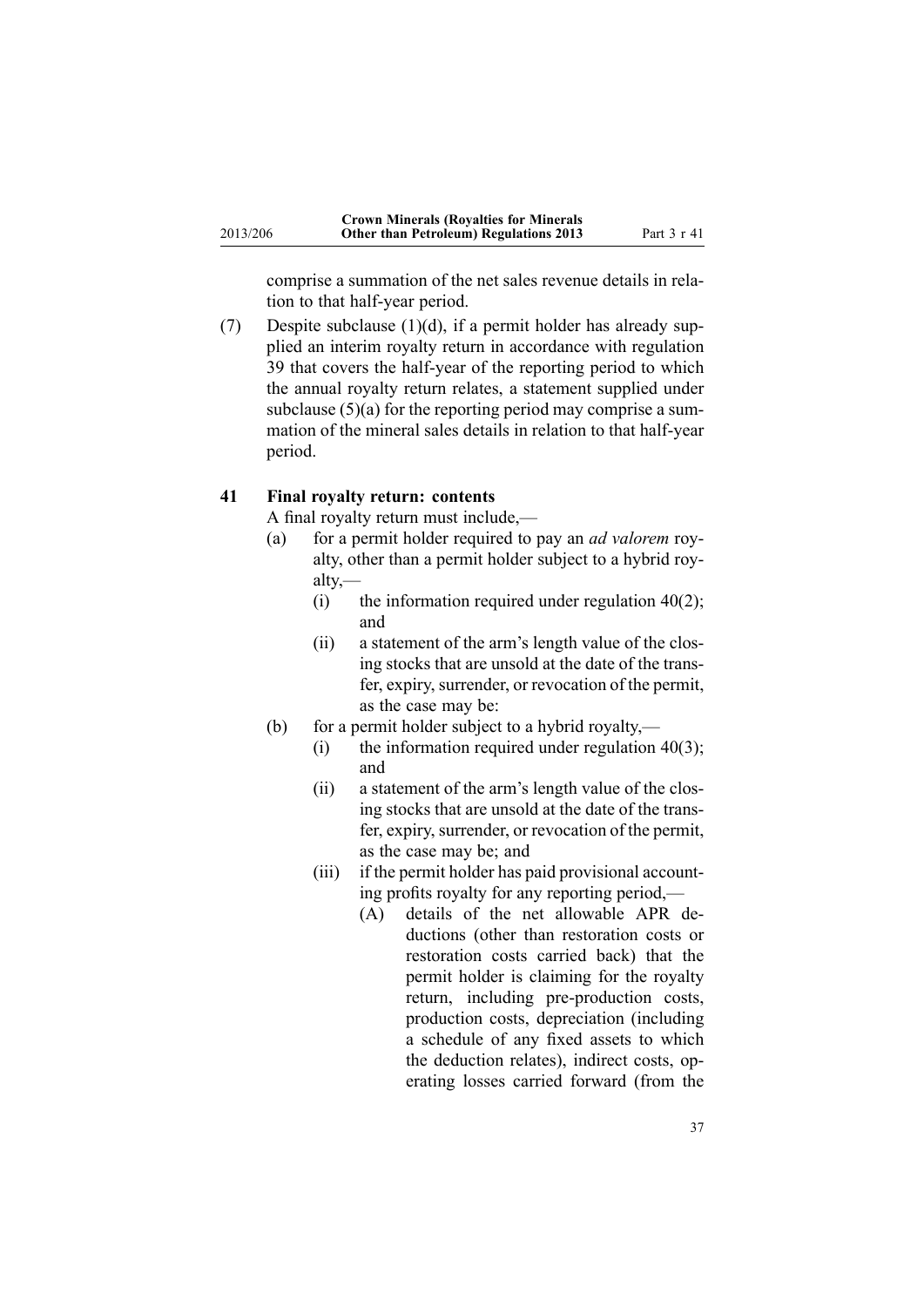comprise a summation of the net sales revenue details in relation to that half-year period.

(7) Despite subclause (1)(d), if a permit holder has already supplied an interim royalty return in accordance with regulation 39 that covers the half-year of the reporting period to which the annual royalty return relates, a statement supplied under subclause (5)(a) for the reporting period may comprise a summation of the mineral sales details in relation to that half-year period.

### 41 Final royalty return: contents

A final royalty return must include,—

- (a) for a permit holder required to pay an *ad valorem* royalty, other than a permit holder subject to a hybrid royalty,—
  - (i) the information required under regulation 40(2); and
  - (ii) a statement of the arm's length value of the closing stocks that are unsold at the date of the transfer, expiry, surrender, or revocation of the permit, as the case may be:
- (b) for a permit holder subject to a hybrid royalty,—
  - (i) the information required under regulation 40(3); and
  - (ii) a statement of the arm's length value of the closing stocks that are unsold at the date of the transfer, expiry, surrender, or revocation of the permit, as the case may be; and
  - (iii) if the permit holder has paid provisional accounting profits royalty for any reporting period,—
    - (A) details of the net allowable APR deductions (other than restoration costs or restoration costs carried back) that the permit holder is claiming for the royalty return, including pre-production costs, production costs, depreciation (including a schedule of any fixed assets to which the deduction relates), indirect costs, operating losses carried forward (from the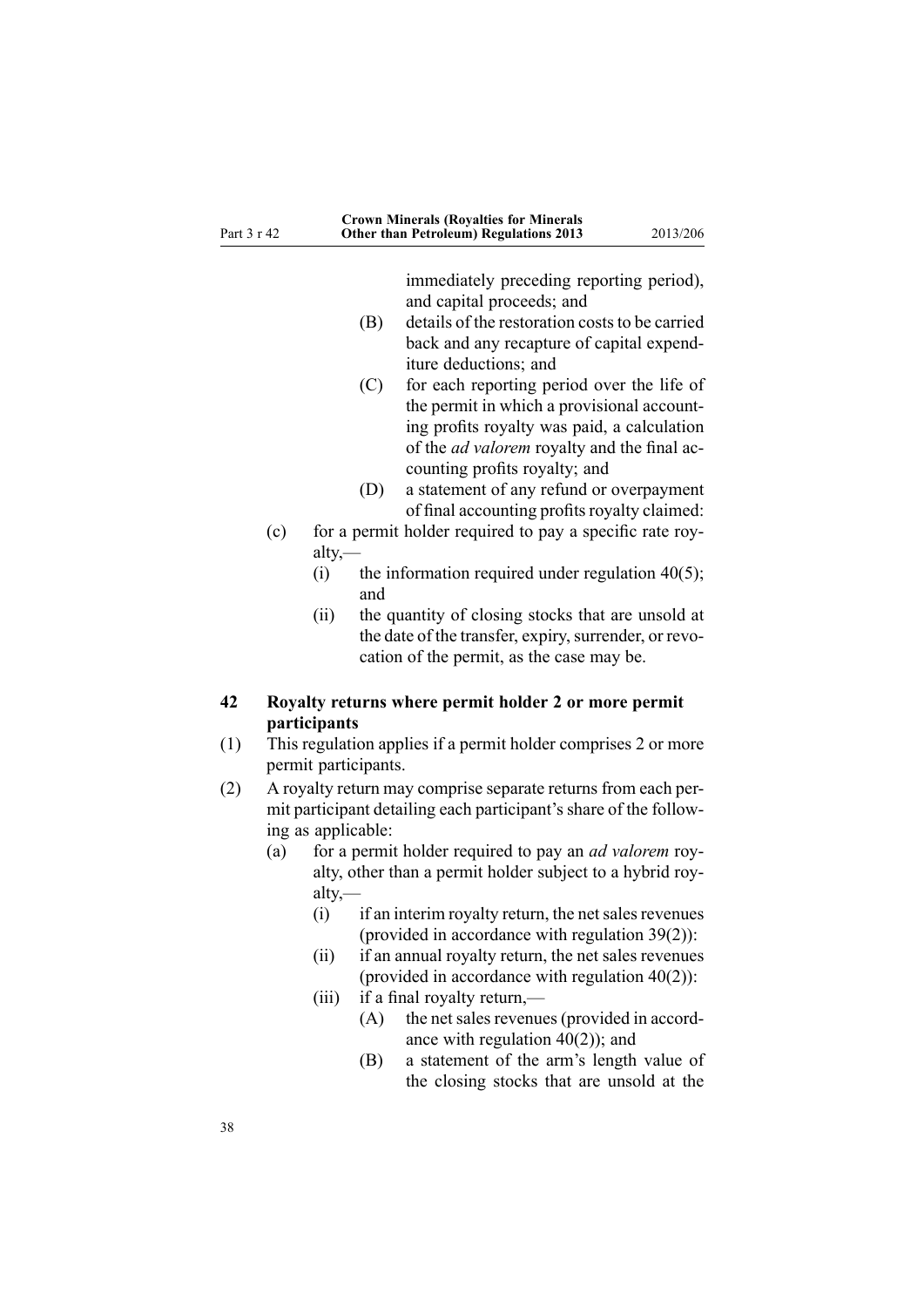immediately preceding reporting period), and capital proceeds; and

(B) details of the restoration costs to be carried back and any recapture of capital expenditure deductions; and

(C) for each reporting period over the life of the permit in which a provisional accounting profits royalty was paid, a calculation of the *ad valorem* royalty and the final accounting profits royalty; and

(D) a statement of any refund or overpayment of final accounting profits royalty claimed:

(c) for a permit holder required to pay a specific rate royalty,—

(i) the information required under regulation 40(5); and

(ii) the quantity of closing stocks that are unsold at the date of the transfer, expiry, surrender, or revocation of the permit, as the case may be.

### 42 Royalty returns where permit holder 2 or more permit participants

(1) This regulation applies if a permit holder comprises 2 or more permit participants.

(2) A royalty return may comprise separate returns from each permit participant detailing each participant's share of the following as applicable:

(a) for a permit holder required to pay an *ad valorem* royalty, other than a permit holder subject to a hybrid royalty,—

(i) if an interim royalty return, the net sales revenues (provided in accordance with regulation 39(2)):

(ii) if an annual royalty return, the net sales revenues (provided in accordance with regulation 40(2)):

(iii) if a final royalty return,—

(A) the net sales revenues (provided in accordance with regulation 40(2)); and

(B) a statement of the arm's length value of the closing stocks that are unsold at the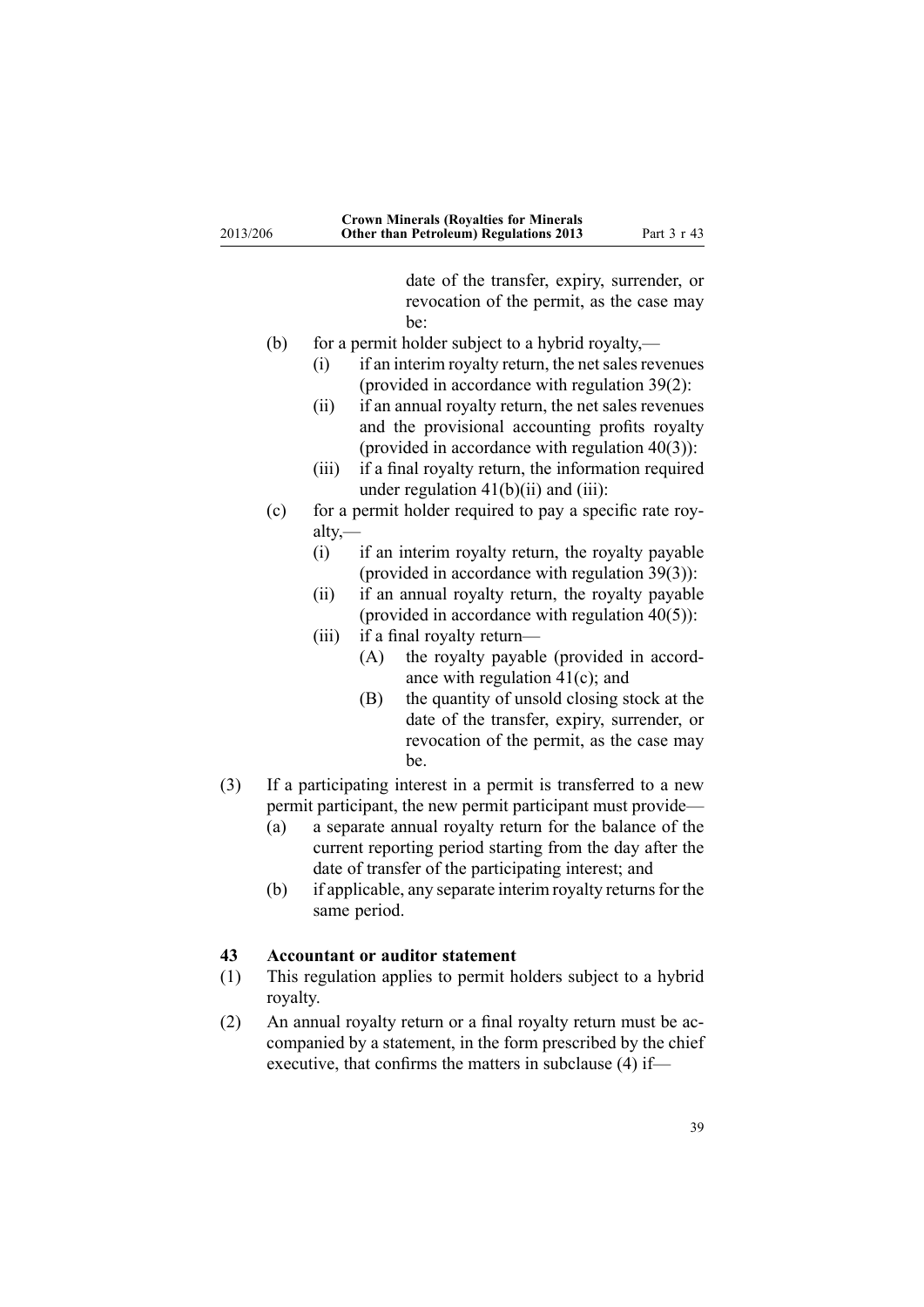date of the transfer, expiry, surrender, or revocation of the permit, as the case may be:

(b) for a permit holder subject to a hybrid royalty,—

  (i) if an interim royalty return, the net sales revenues (provided in accordance with regulation 39(2):

  (ii) if an annual royalty return, the net sales revenues and the provisional accounting profits royalty (provided in accordance with regulation 40(3)):

  (iii) if a final royalty return, the information required under regulation 41(b)(ii) and (iii):

(c) for a permit holder required to pay a specific rate royalty,—

  (i) if an interim royalty return, the royalty payable (provided in accordance with regulation 39(3)):

  (ii) if an annual royalty return, the royalty payable (provided in accordance with regulation 40(5)):

  (iii) if a final royalty return—

    (A) the royalty payable (provided in accordance with regulation 41(c); and

    (B) the quantity of unsold closing stock at the date of the transfer, expiry, surrender, or revocation of the permit, as the case may be.

(3) If a participating interest in a permit is transferred to a new permit participant, the new permit participant must provide—

  (a) a separate annual royalty return for the balance of the current reporting period starting from the day after the date of transfer of the participating interest; and

  (b) if applicable, any separate interim royalty returns for the same period.

**43 Accountant or auditor statement**

(1) This regulation applies to permit holders subject to a hybrid royalty.

(2) An annual royalty return or a final royalty return must be accompanied by a statement, in the form prescribed by the chief executive, that confirms the matters in subclause (4) if—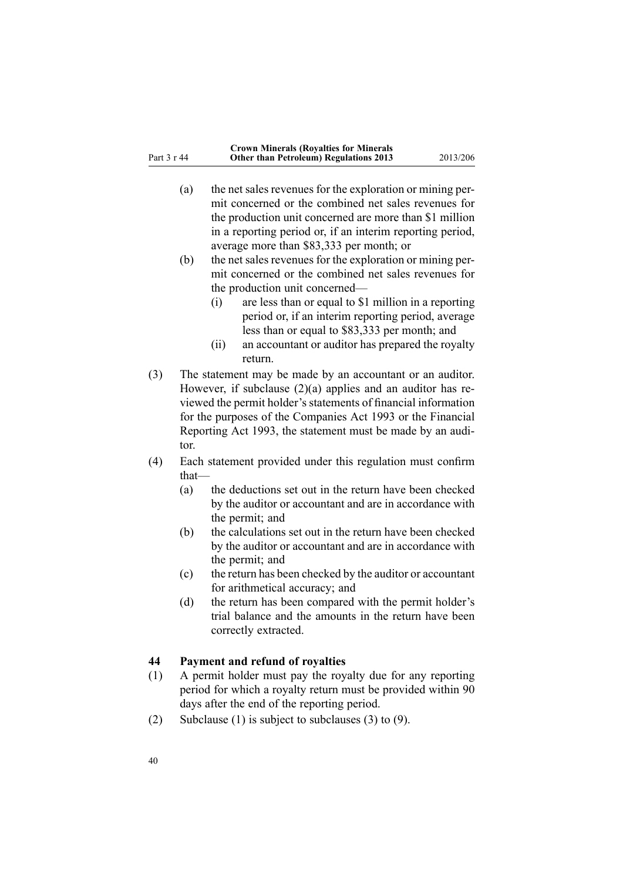(a) the net sales revenues for the exploration or mining permit concerned or the combined net sales revenues for the production unit concerned are more than $1 million in a reporting period or, if an interim reporting period, average more than $83,333 per month; or

(b) the net sales revenues for the exploration or mining permit concerned or the combined net sales revenues for the production unit concerned—

    (i) are less than or equal to $1 million in a reporting period or, if an interim reporting period, average less than or equal to $83,333 per month; and

    (ii) an accountant or auditor has prepared the royalty return.

(3) The statement may be made by an accountant or an auditor. However, if subclause (2)(a) applies and an auditor has reviewed the permit holder's statements of financial information for the purposes of the Companies Act 1993 or the Financial Reporting Act 1993, the statement must be made by an auditor.

(4) Each statement provided under this regulation must confirm that—

(a) the deductions set out in the return have been checked by the auditor or accountant and are in accordance with the permit; and

(b) the calculations set out in the return have been checked by the auditor or accountant and are in accordance with the permit; and

(c) the return has been checked by the auditor or accountant for arithmetical accuracy; and

(d) the return has been compared with the permit holder's trial balance and the amounts in the return have been correctly extracted.

### 44 Payment and refund of royalties

(1) A permit holder must pay the royalty due for any reporting period for which a royalty return must be provided within 90 days after the end of the reporting period.

(2) Subclause (1) is subject to subclauses (3) to (9).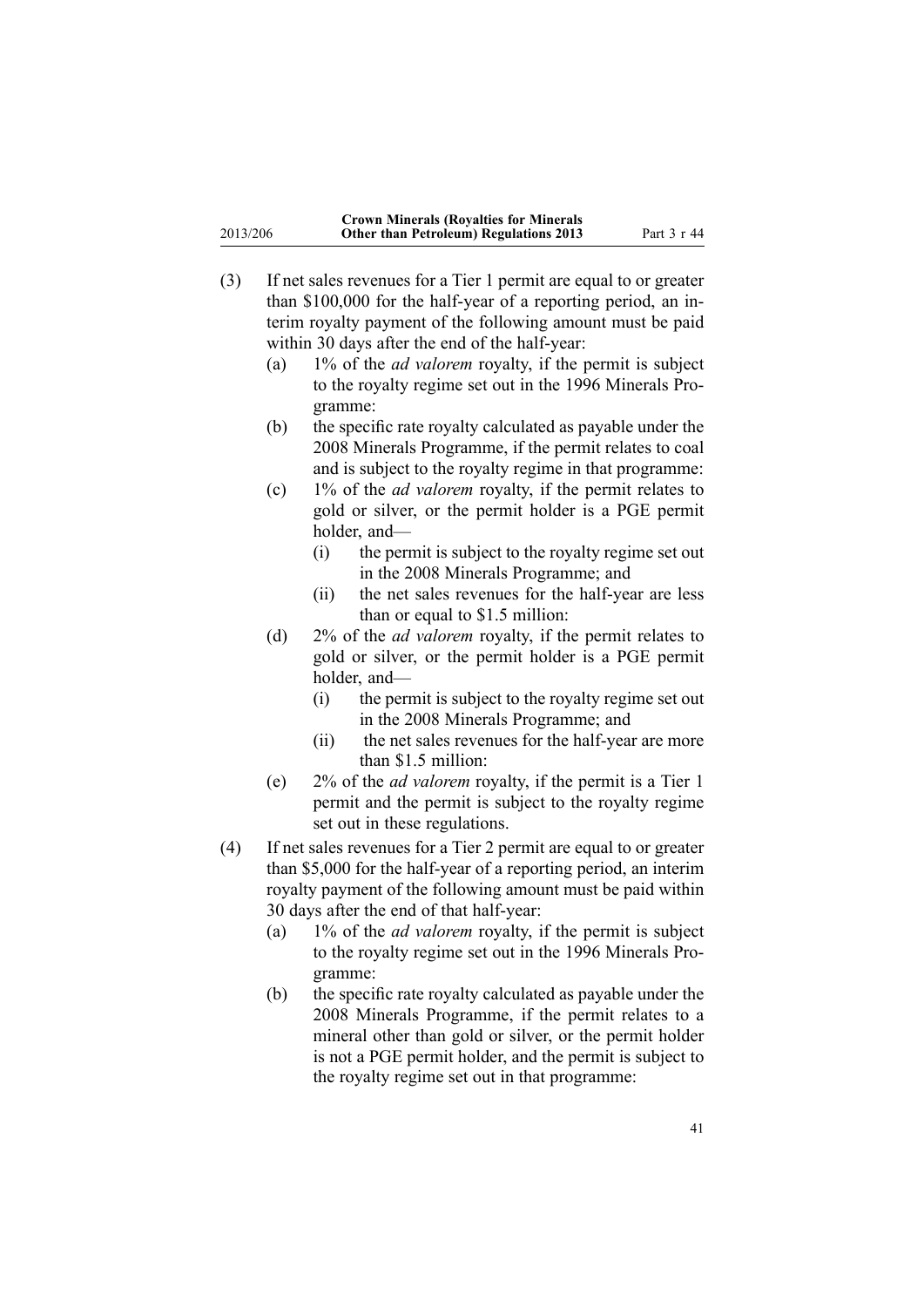(3) If net sales revenues for a Tier 1 permit are equal to or greater than $100,000 for the half-year of a reporting period, an interim royalty payment of the following amount must be paid within 30 days after the end of the half-year:

   (a) 1% of the *ad valorem* royalty, if the permit is subject to the royalty regime set out in the 1996 Minerals Programme:

   (b) the specific rate royalty calculated as payable under the 2008 Minerals Programme, if the permit relates to coal and is subject to the royalty regime in that programme:

   (c) 1% of the *ad valorem* royalty, if the permit relates to gold or silver, or the permit holder is a PGE permit holder, and—

      (i) the permit is subject to the royalty regime set out in the 2008 Minerals Programme; and

      (ii) the net sales revenues for the half-year are less than or equal to $1.5 million:

   (d) 2% of the *ad valorem* royalty, if the permit relates to gold or silver, or the permit holder is a PGE permit holder, and—

      (i) the permit is subject to the royalty regime set out in the 2008 Minerals Programme; and

      (ii) the net sales revenues for the half-year are more than $1.5 million:

   (e) 2% of the *ad valorem* royalty, if the permit is a Tier 1 permit and the permit is subject to the royalty regime set out in these regulations.

(4) If net sales revenues for a Tier 2 permit are equal to or greater than $5,000 for the half-year of a reporting period, an interim royalty payment of the following amount must be paid within 30 days after the end of that half-year:

   (a) 1% of the *ad valorem* royalty, if the permit is subject to the royalty regime set out in the 1996 Minerals Programme:

   (b) the specific rate royalty calculated as payable under the 2008 Minerals Programme, if the permit relates to a mineral other than gold or silver, or the permit holder is not a PGE permit holder, and the permit is subject to the royalty regime set out in that programme: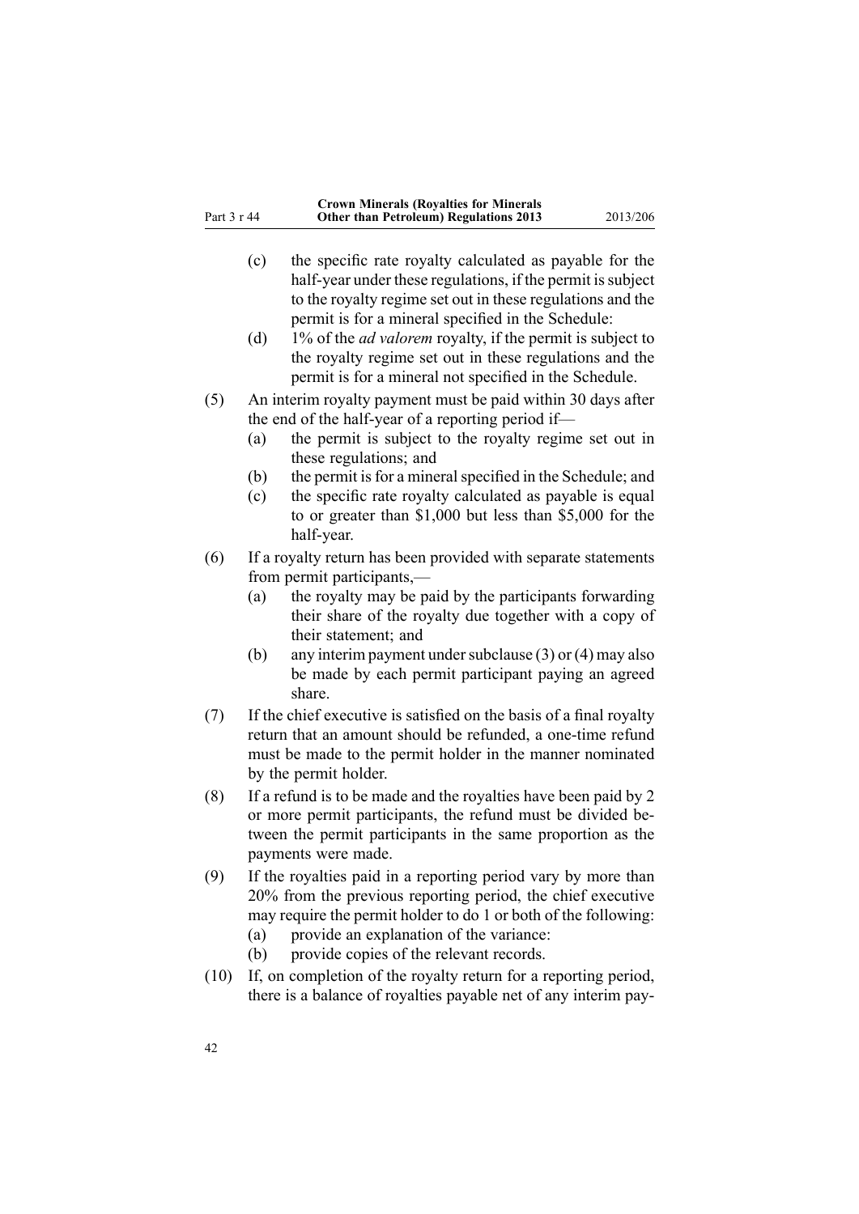(c) the specific rate royalty calculated as payable for the half-year under these regulations, if the permit is subject to the royalty regime set out in these regulations and the permit is for a mineral specified in the Schedule:

(d) 1% of the *ad valorem* royalty, if the permit is subject to the royalty regime set out in these regulations and the permit is for a mineral not specified in the Schedule.

(5) An interim royalty payment must be paid within 30 days after the end of the half-year of a reporting period if—

(a) the permit is subject to the royalty regime set out in these regulations; and

(b) the permit is for a mineral specified in the Schedule; and

(c) the specific rate royalty calculated as payable is equal to or greater than $1,000 but less than $5,000 for the half-year.

(6) If a royalty return has been provided with separate statements from permit participants,—

(a) the royalty may be paid by the participants forwarding their share of the royalty due together with a copy of their statement; and

(b) any interim payment under subclause (3) or (4) may also be made by each permit participant paying an agreed share.

(7) If the chief executive is satisfied on the basis of a final royalty return that an amount should be refunded, a one-time refund must be made to the permit holder in the manner nominated by the permit holder.

(8) If a refund is to be made and the royalties have been paid by 2 or more permit participants, the refund must be divided between the permit participants in the same proportion as the payments were made.

(9) If the royalties paid in a reporting period vary by more than 20% from the previous reporting period, the chief executive may require the permit holder to do 1 or both of the following:

(a) provide an explanation of the variance:

(b) provide copies of the relevant records.

(10) If, on completion of the royalty return for a reporting period, there is a balance of royalties payable net of any interim pay-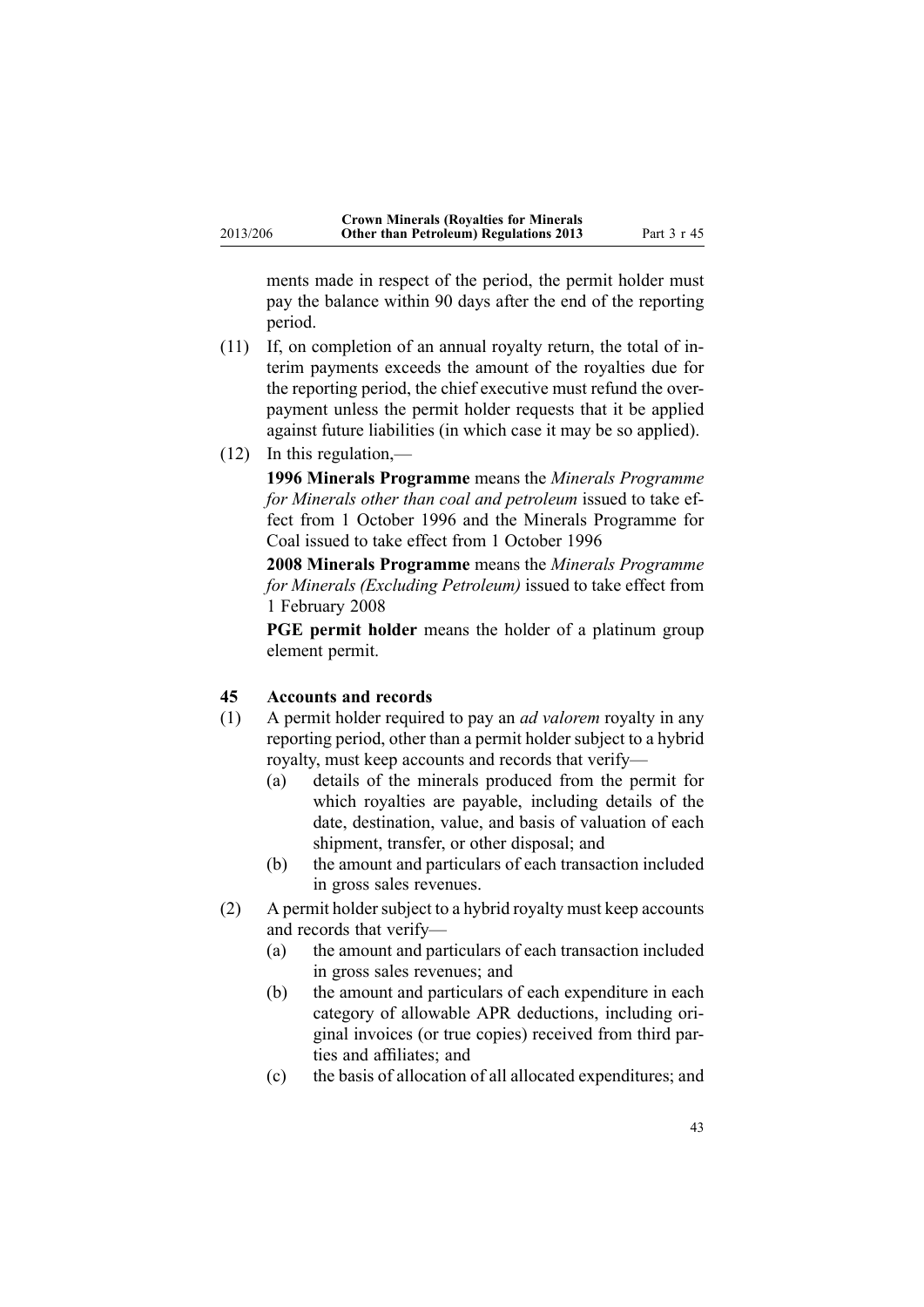ments made in respect of the period, the permit holder must pay the balance within 90 days after the end of the reporting period.

(11) If, on completion of an annual royalty return, the total of interim payments exceeds the amount of the royalties due for the reporting period, the chief executive must refund the overpayment unless the permit holder requests that it be applied against future liabilities (in which case it may be so applied).

(12) In this regulation,—

**1996 Minerals Programme** means the *Minerals Programme for Minerals other than coal and petroleum* issued to take effect from 1 October 1996 and the Minerals Programme for Coal issued to take effect from 1 October 1996

**2008 Minerals Programme** means the *Minerals Programme for Minerals (Excluding Petroleum)* issued to take effect from 1 February 2008

**PGE permit holder** means the holder of a platinum group element permit.

### 45 Accounts and records

(1) A permit holder required to pay an *ad valorem* royalty in any reporting period, other than a permit holder subject to a hybrid royalty, must keep accounts and records that verify—

- (a) details of the minerals produced from the permit for which royalties are payable, including details of the date, destination, value, and basis of valuation of each shipment, transfer, or other disposal; and
- (b) the amount and particulars of each transaction included in gross sales revenues.

(2) A permit holder subject to a hybrid royalty must keep accounts and records that verify—

- (a) the amount and particulars of each transaction included in gross sales revenues; and
- (b) the amount and particulars of each expenditure in each category of allowable APR deductions, including original invoices (or true copies) received from third parties and affiliates; and
- (c) the basis of allocation of all allocated expenditures; and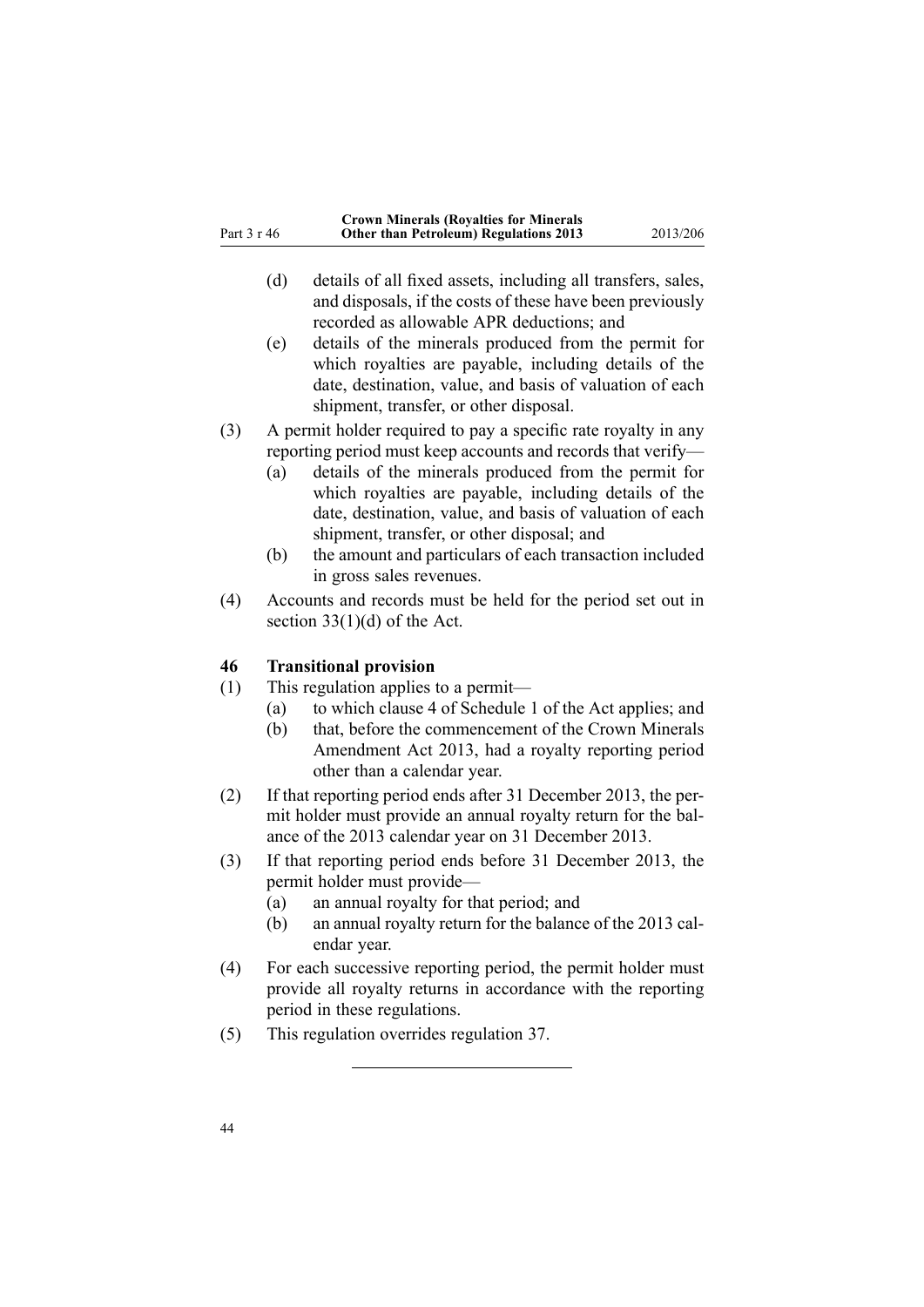(d) details of all fixed assets, including all transfers, sales, and disposals, if the costs of these have been previously recorded as allowable APR deductions; and

(e) details of the minerals produced from the permit for which royalties are payable, including details of the date, destination, value, and basis of valuation of each shipment, transfer, or other disposal.

(3) A permit holder required to pay a specific rate royalty in any reporting period must keep accounts and records that verify—

(a) details of the minerals produced from the permit for which royalties are payable, including details of the date, destination, value, and basis of valuation of each shipment, transfer, or other disposal; and

(b) the amount and particulars of each transaction included in gross sales revenues.

(4) Accounts and records must be held for the period set out in section 33(1)(d) of the Act.

### 46 Transitional provision

(1) This regulation applies to a permit—

(a) to which clause 4 of Schedule 1 of the Act applies; and

(b) that, before the commencement of the Crown Minerals Amendment Act 2013, had a royalty reporting period other than a calendar year.

(2) If that reporting period ends after 31 December 2013, the permit holder must provide an annual royalty return for the balance of the 2013 calendar year on 31 December 2013.

(3) If that reporting period ends before 31 December 2013, the permit holder must provide—

(a) an annual royalty for that period; and

(b) an annual royalty return for the balance of the 2013 calendar year.

(4) For each successive reporting period, the permit holder must provide all royalty returns in accordance with the reporting period in these regulations.

(5) This regulation overrides regulation 37.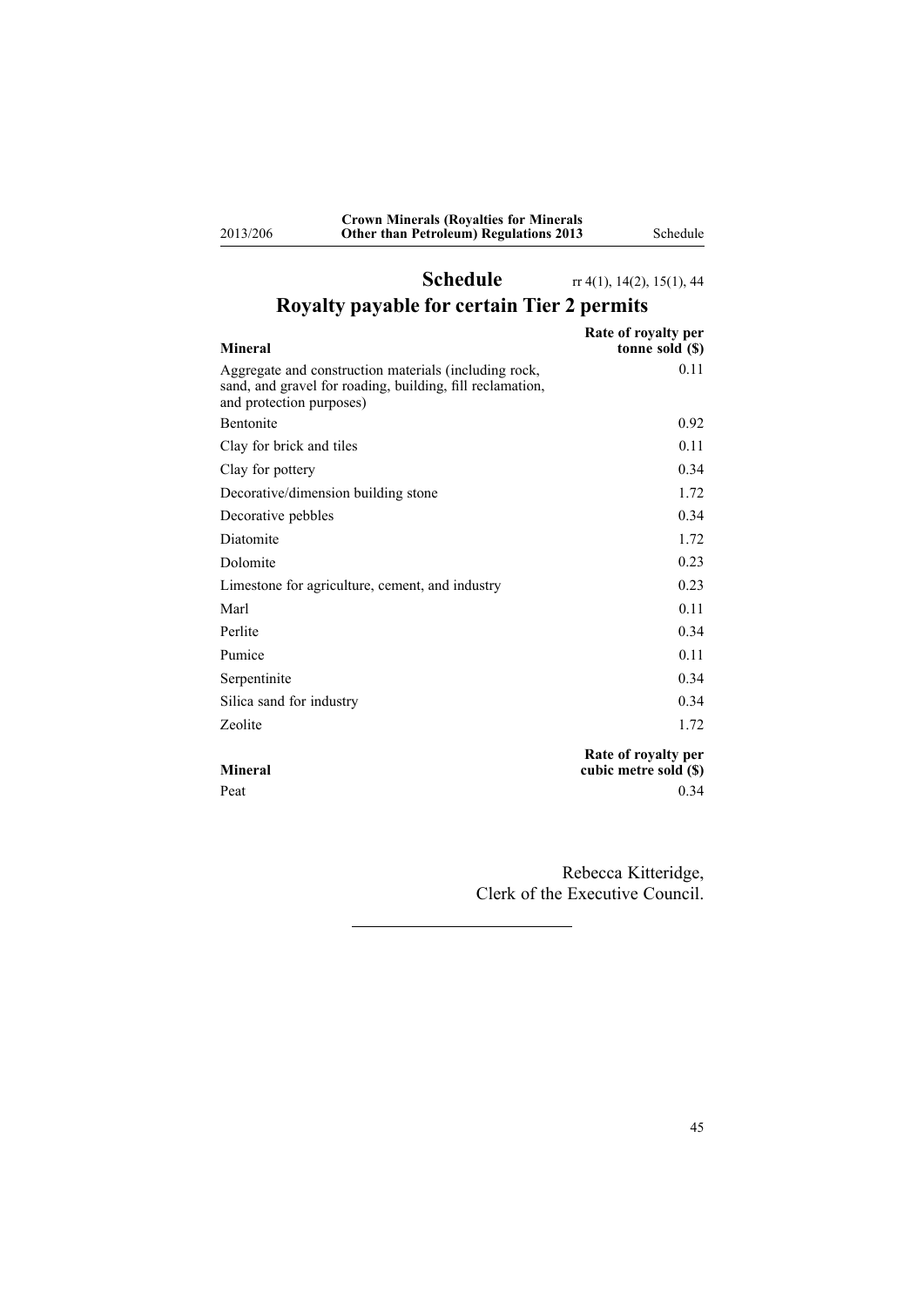# Schedule

rr 4(1), 14(2), 15(1), 44

## Royalty payable for certain Tier 2 permits

| Mineral | Rate of royalty per tonne sold ($) |
|---|---|
| Aggregate and construction materials (including rock, sand, and gravel for roading, building, fill reclamation, and protection purposes) | 0.11 |
| Bentonite | 0.92 |
| Clay for brick and tiles | 0.11 |
| Clay for pottery | 0.34 |
| Decorative/dimension building stone | 1.72 |
| Decorative pebbles | 0.34 |
| Diatomite | 1.72 |
| Dolomite | 0.23 |
| Limestone for agriculture, cement, and industry | 0.23 |
| Marl | 0.11 |
| Perlite | 0.34 |
| Pumice | 0.11 |
| Serpentinite | 0.34 |
| Silica sand for industry | 0.34 |
| Zeolite | 1.72 |

| Mineral | Rate of royalty per cubic metre sold ($) |
|---|---|
| Peat | 0.34 |

Rebecca Kitteridge,
Clerk of the Executive Council.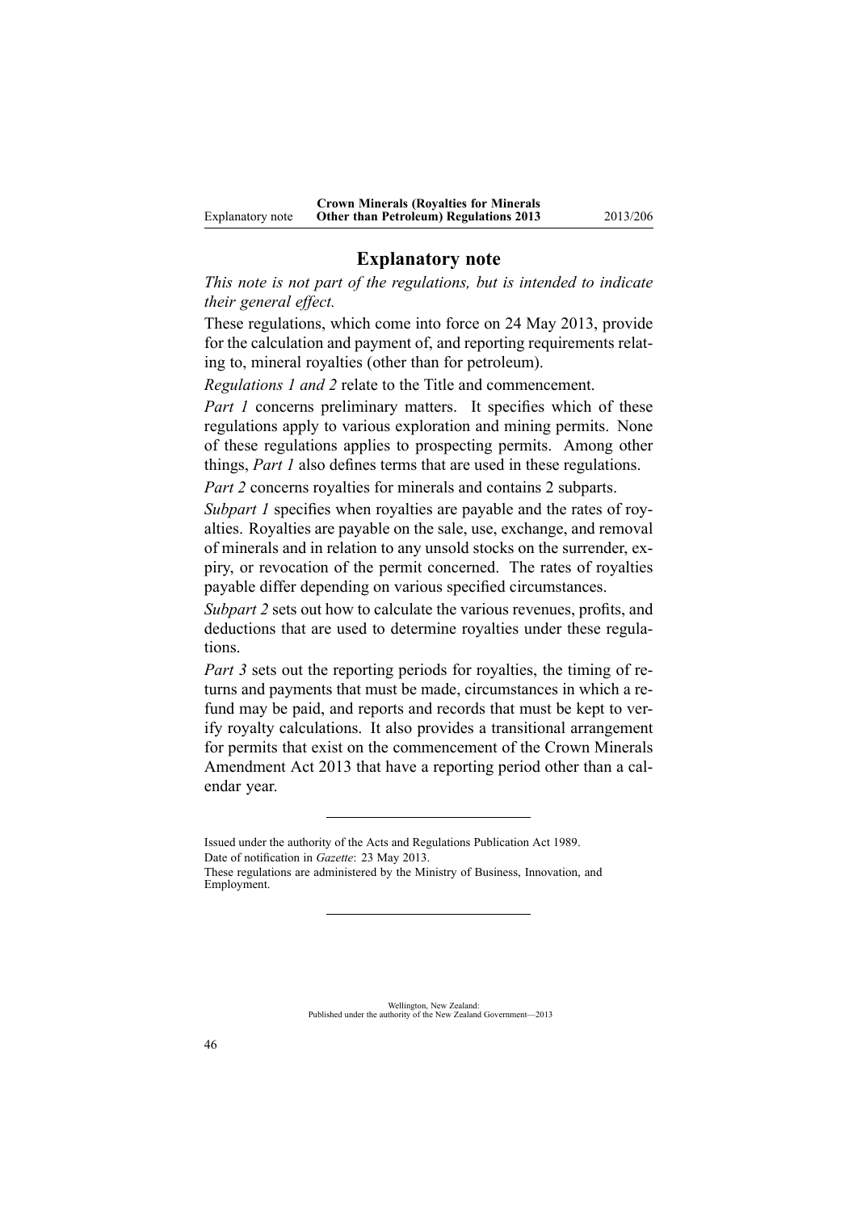## Explanatory note

*This note is not part of the regulations, but is intended to indicate their general effect.*

These regulations, which come into force on 24 May 2013, provide for the calculation and payment of, and reporting requirements relating to, mineral royalties (other than for petroleum).

*Regulations 1 and 2* relate to the Title and commencement.

*Part 1* concerns preliminary matters. It specifies which of these regulations apply to various exploration and mining permits. None of these regulations applies to prospecting permits. Among other things, *Part 1* also defines terms that are used in these regulations.

*Part 2* concerns royalties for minerals and contains 2 subparts.

*Subpart 1* specifies when royalties are payable and the rates of royalties. Royalties are payable on the sale, use, exchange, and removal of minerals and in relation to any unsold stocks on the surrender, expiry, or revocation of the permit concerned. The rates of royalties payable differ depending on various specified circumstances.

*Subpart 2* sets out how to calculate the various revenues, profits, and deductions that are used to determine royalties under these regulations.

*Part 3* sets out the reporting periods for royalties, the timing of returns and payments that must be made, circumstances in which a refund may be paid, and reports and records that must be kept to verify royalty calculations. It also provides a transitional arrangement for permits that exist on the commencement of the Crown Minerals Amendment Act 2013 that have a reporting period other than a calendar year.

---

Issued under the authority of the Acts and Regulations Publication Act 1989.

Date of notification in *Gazette*: 23 May 2013.

These regulations are administered by the Ministry of Business, Innovation, and Employment.

---

Wellington, New Zealand:
Published under the authority of the New Zealand Government—2013